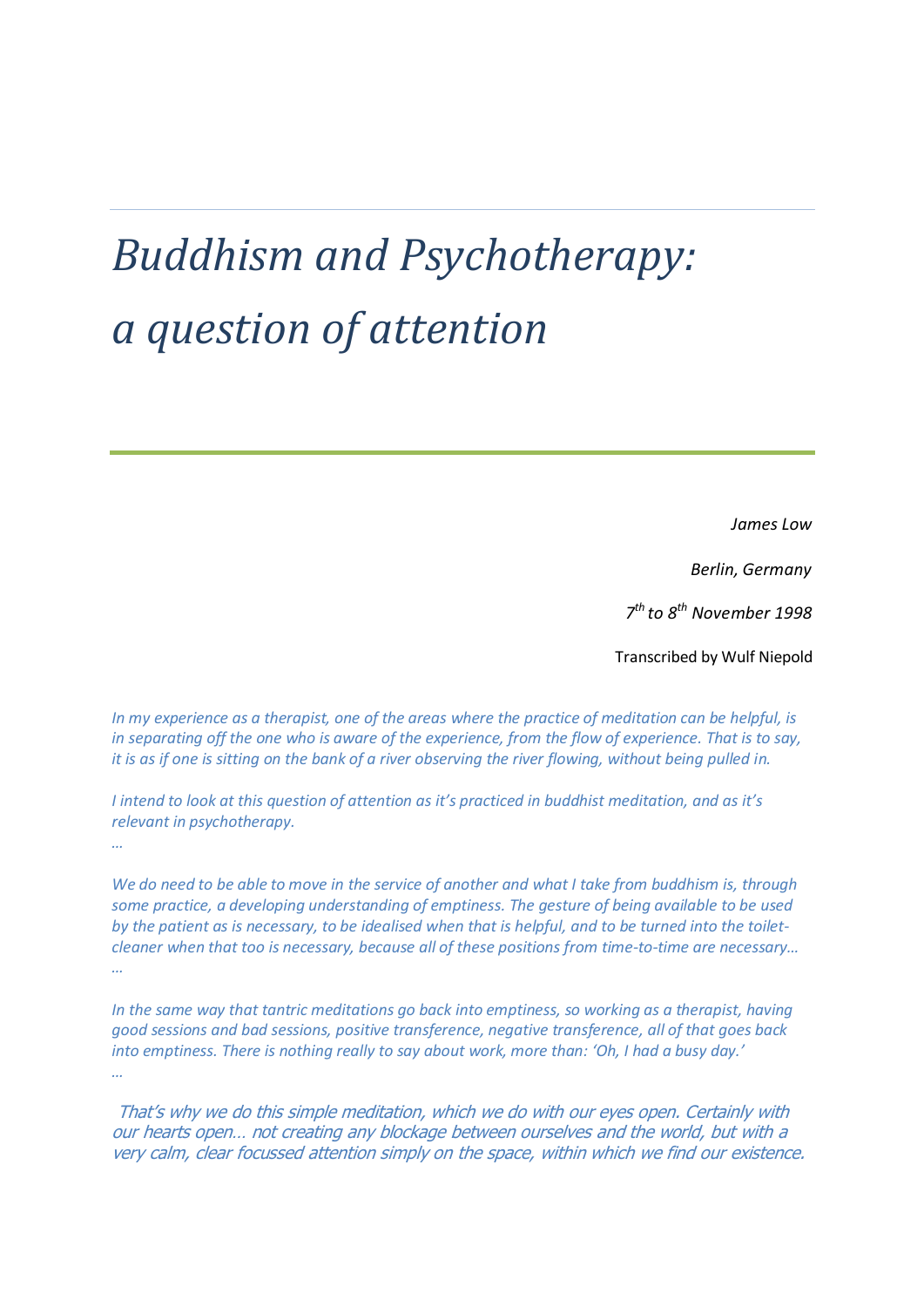# *Buddhism and Psychotherapy: a question of attention*

*James Low*

*Berlin, Germany*

*7th to 8th November 1998*

Transcribed by Wulf Niepold

*In my experience as a therapist, one of the areas where the practice of meditation can be helpful, is in separating off the one who is aware of the experience, from the flow of experience. That is to say, it is as if one is sitting on the bank of a river observing the river flowing, without being pulled in.*

*I intend to look at this question of attention as it's practiced in buddhist meditation, and as it's relevant in psychotherapy.*

*…*

*We do need to be able to move in the service of another and what I take from buddhism is, through some practice, a developing understanding of emptiness. The gesture of being available to be used by the patient as is necessary, to be idealised when that is helpful, and to be turned into the toilet-cleaner when that too is necessary, because all of these positions from time-to-time are necessary…*

*…*

*In the same way that tantric meditations go back into emptiness, so working as a therapist, having good sessions and bad sessions, positive transference, negative transference, all of that goes back into emptiness. There is nothing really to say about work, more than: 'Oh, I had a busy day.'*

*…*

*That's why we do this simple meditation, which we do with our eyes open. Certainly with our hearts open… not creating any blockage between ourselves and the world, but with a very calm, clear focussed attention simply on the space, within which we find our existence.*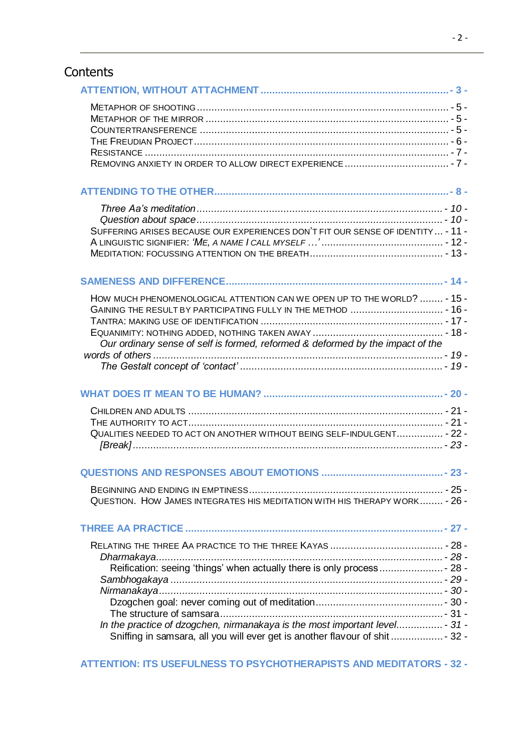# Contents

**ATTENTION, WITHOUT ATTACHMENT** - 3 -

- Metaphor of shooting - 5 -
- Metaphor of the mirror - 5 -
- Countertransference - 5 -
- The Freudian Project - 6 -
- Resistance - 7 -
- Removing anxiety in order to allow direct experience - 7 -

**ATTENDING TO THE OTHER** - 8 -

- *Three Aa's meditation* - 10 -
- *Question about space* - 10 -
- Suffering arises because our experiences don't fit our sense of identity - 11 -
- A linguistic signifier: *'Me, a name I call myself …'* - 12 -
- Meditation: focussing attention on the breath - 13 -

**SAMENESS AND DIFFERENCE** - 14 -

- How much phenomenological attention can we open up to the world? - 15 -
- Gaining the result by participating fully in the method - 16 -
- Tantra: making use of identification - 17 -
- Equanimity: nothing added, nothing taken away - 18 -
- *Our ordinary sense of self is formed, reformed & deformed by the impact of the words of others* - 19 -
- *The Gestalt concept of 'contact'* - 19 -

**WHAT DOES IT MEAN TO BE HUMAN?** - 20 -

- Children and adults - 21 -
- The authority to act - 21 -
- Qualities needed to act on another without being self-indulgent - 22 -
- *[Break]* - 23 -

**QUESTIONS AND RESPONSES ABOUT EMOTIONS** - 23 -

- Beginning and ending in emptiness - 25 -
- Question. How James integrates his meditation with his therapy work - 26 -

**THREE AA PRACTICE** - 27 -

- Relating the three Aa practice to the three kayas - 28 -
  - *Dharmakaya* - 28 -
    - Reification: seeing 'things' when actually there is only process - 28 -
  - *Sambhogakaya* - 29 -
  - *Nirmanakaya* - 30 -
    - Dzogchen goal: never coming out of meditation - 30 -
    - The structure of samsara - 31 -
  - *In the practice of dzogchen, nirmanakaya is the most important level* - 31 -
    - Sniffing in samsara, all you will ever get is another flavour of shit - 32 -

**ATTENTION: ITS USEFULNESS TO PSYCHOTHERAPISTS AND MEDITATORS** - 32 -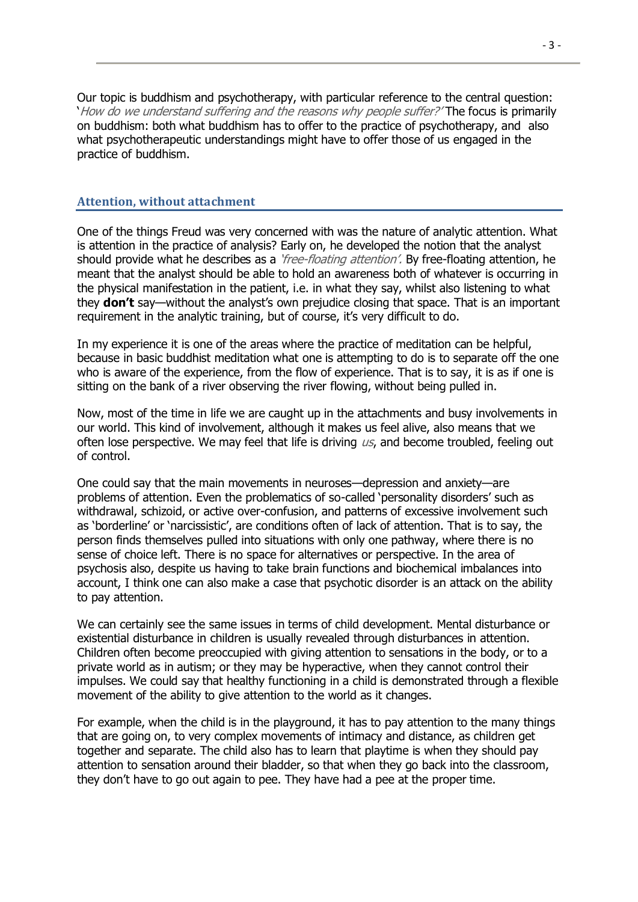Our topic is buddhism and psychotherapy, with particular reference to the central question: '*How do we understand suffering and the reasons why people suffer?'* The focus is primarily on buddhism: both what buddhism has to offer to the practice of psychotherapy, and also what psychotherapeutic understandings might have to offer those of us engaged in the practice of buddhism.

## Attention, without attachment

One of the things Freud was very concerned with was the nature of analytic attention. What is attention in the practice of analysis? Early on, he developed the notion that the analyst should provide what he describes as a *'free-floating attention'.* By free-floating attention, he meant that the analyst should be able to hold an awareness both of whatever is occurring in the physical manifestation in the patient, i.e. in what they say, whilst also listening to what they **don't** say—without the analyst's own prejudice closing that space. That is an important requirement in the analytic training, but of course, it's very difficult to do.

In my experience it is one of the areas where the practice of meditation can be helpful, because in basic buddhist meditation what one is attempting to do is to separate off the one who is aware of the experience, from the flow of experience. That is to say, it is as if one is sitting on the bank of a river observing the river flowing, without being pulled in.

Now, most of the time in life we are caught up in the attachments and busy involvements in our world. This kind of involvement, although it makes us feel alive, also means that we often lose perspective. We may feel that life is driving *us*, and become troubled, feeling out of control.

One could say that the main movements in neuroses—depression and anxiety—are problems of attention. Even the problematics of so-called 'personality disorders' such as withdrawal, schizoid, or active over-confusion, and patterns of excessive involvement such as 'borderline' or 'narcissistic', are conditions often of lack of attention. That is to say, the person finds themselves pulled into situations with only one pathway, where there is no sense of choice left. There is no space for alternatives or perspective. In the area of psychosis also, despite us having to take brain functions and biochemical imbalances into account, I think one can also make a case that psychotic disorder is an attack on the ability to pay attention.

We can certainly see the same issues in terms of child development. Mental disturbance or existential disturbance in children is usually revealed through disturbances in attention. Children often become preoccupied with giving attention to sensations in the body, or to a private world as in autism; or they may be hyperactive, when they cannot control their impulses. We could say that healthy functioning in a child is demonstrated through a flexible movement of the ability to give attention to the world as it changes.

For example, when the child is in the playground, it has to pay attention to the many things that are going on, to very complex movements of intimacy and distance, as children get together and separate. The child also has to learn that playtime is when they should pay attention to sensation around their bladder, so that when they go back into the classroom, they don't have to go out again to pee. They have had a pee at the proper time.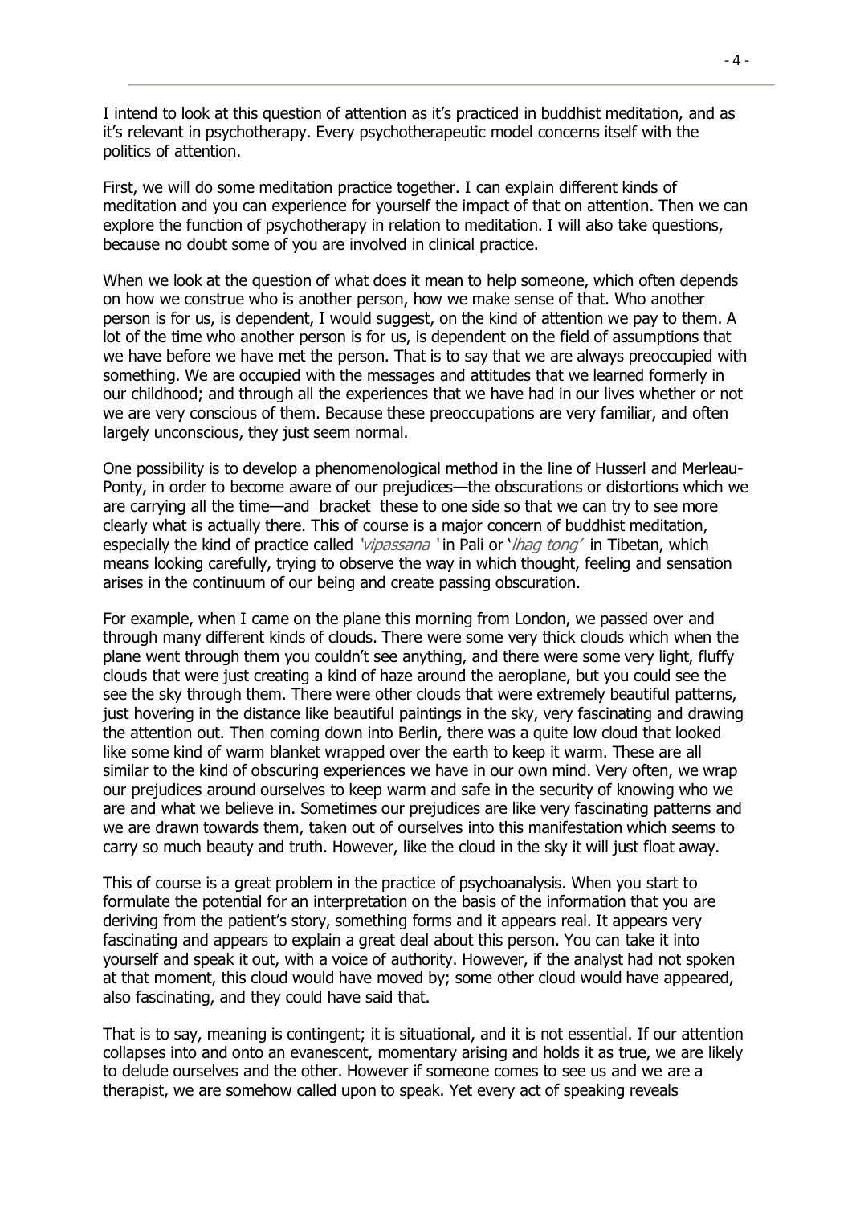I intend to look at this question of attention as it's practiced in buddhist meditation, and as it's relevant in psychotherapy. Every psychotherapeutic model concerns itself with the politics of attention.

First, we will do some meditation practice together. I can explain different kinds of meditation and you can experience for yourself the impact of that on attention. Then we can explore the function of psychotherapy in relation to meditation. I will also take questions, because no doubt some of you are involved in clinical practice.

When we look at the question of what does it mean to help someone, which often depends on how we construe who is another person, how we make sense of that. Who another person is for us, is dependent, I would suggest, on the kind of attention we pay to them. A lot of the time who another person is for us, is dependent on the field of assumptions that we have before we have met the person. That is to say that we are always preoccupied with something. We are occupied with the messages and attitudes that we learned formerly in our childhood; and through all the experiences that we have had in our lives whether or not we are very conscious of them. Because these preoccupations are very familiar, and often largely unconscious, they just seem normal.

One possibility is to develop a phenomenological method in the line of Husserl and Merleau-Ponty, in order to become aware of our prejudices—the obscurations or distortions which we are carrying all the time—and bracket these to one side so that we can try to see more clearly what is actually there. This of course is a major concern of buddhist meditation, especially the kind of practice called '*vipassana* ' in Pali or '*lhag tong*' in Tibetan, which means looking carefully, trying to observe the way in which thought, feeling and sensation arises in the continuum of our being and create passing obscuration.

For example, when I came on the plane this morning from London, we passed over and through many different kinds of clouds. There were some very thick clouds which when the plane went through them you couldn't see anything, and there were some very light, fluffy clouds that were just creating a kind of haze around the aeroplane, but you could see the see the sky through them. There were other clouds that were extremely beautiful patterns, just hovering in the distance like beautiful paintings in the sky, very fascinating and drawing the attention out. Then coming down into Berlin, there was a quite low cloud that looked like some kind of warm blanket wrapped over the earth to keep it warm. These are all similar to the kind of obscuring experiences we have in our own mind. Very often, we wrap our prejudices around ourselves to keep warm and safe in the security of knowing who we are and what we believe in. Sometimes our prejudices are like very fascinating patterns and we are drawn towards them, taken out of ourselves into this manifestation which seems to carry so much beauty and truth. However, like the cloud in the sky it will just float away.

This of course is a great problem in the practice of psychoanalysis. When you start to formulate the potential for an interpretation on the basis of the information that you are deriving from the patient's story, something forms and it appears real. It appears very fascinating and appears to explain a great deal about this person. You can take it into yourself and speak it out, with a voice of authority. However, if the analyst had not spoken at that moment, this cloud would have moved by; some other cloud would have appeared, also fascinating, and they could have said that.

That is to say, meaning is contingent; it is situational, and it is not essential. If our attention collapses into and onto an evanescent, momentary arising and holds it as true, we are likely to delude ourselves and the other. However if someone comes to see us and we are a therapist, we are somehow called upon to speak. Yet every act of speaking reveals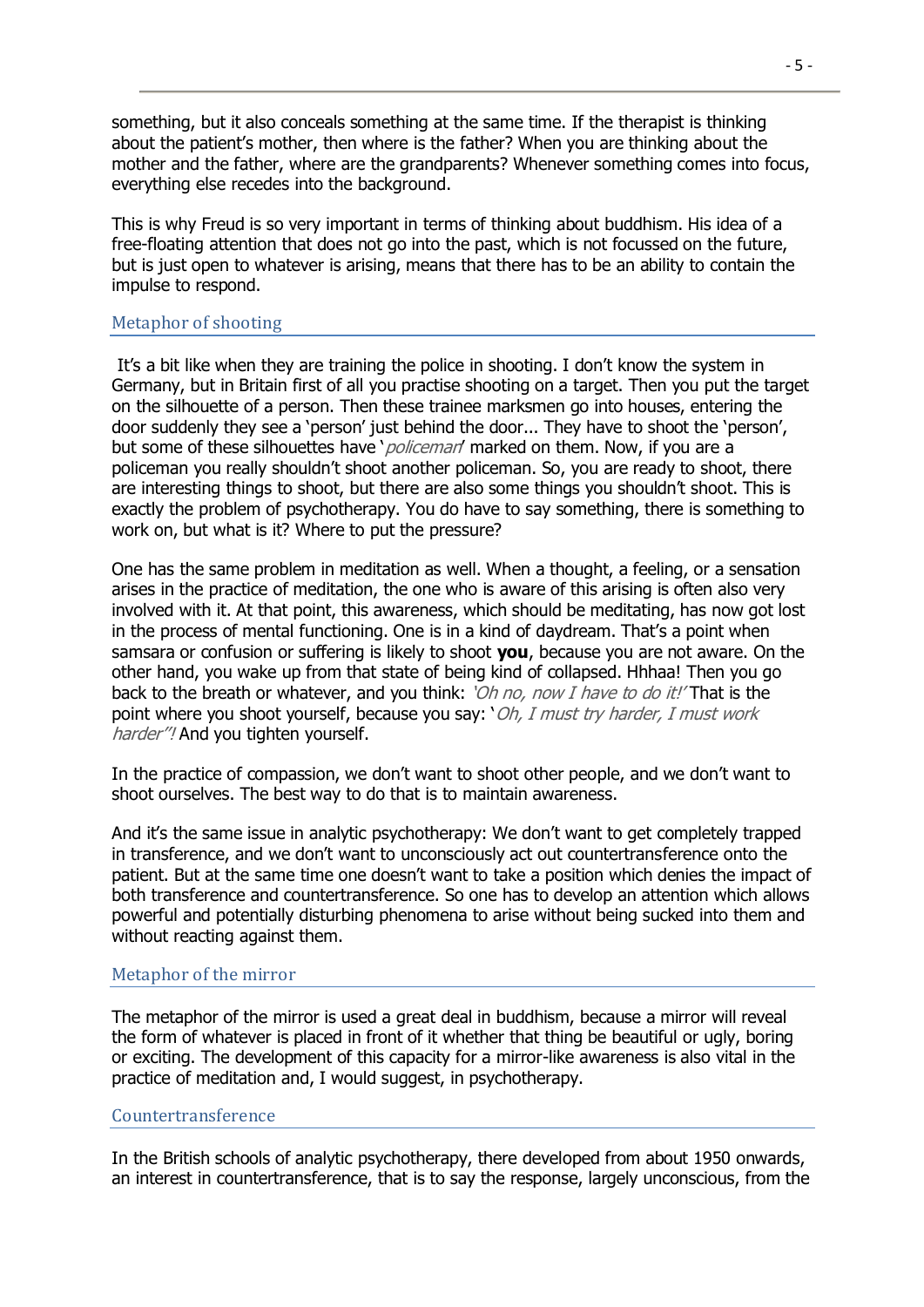something, but it also conceals something at the same time. If the therapist is thinking about the patient's mother, then where is the father? When you are thinking about the mother and the father, where are the grandparents? Whenever something comes into focus, everything else recedes into the background.

This is why Freud is so very important in terms of thinking about buddhism. His idea of a free-floating attention that does not go into the past, which is not focussed on the future, but is just open to whatever is arising, means that there has to be an ability to contain the impulse to respond.

## Metaphor of shooting

It's a bit like when they are training the police in shooting. I don't know the system in Germany, but in Britain first of all you practise shooting on a target. Then you put the target on the silhouette of a person. Then these trainee marksmen go into houses, entering the door suddenly they see a 'person' just behind the door... They have to shoot the 'person', but some of these silhouettes have '*policeman*' marked on them. Now, if you are a policeman you really shouldn't shoot another policeman. So, you are ready to shoot, there are interesting things to shoot, but there are also some things you shouldn't shoot. This is exactly the problem of psychotherapy. You do have to say something, there is something to work on, but what is it? Where to put the pressure?

One has the same problem in meditation as well. When a thought, a feeling, or a sensation arises in the practice of meditation, the one who is aware of this arising is often also very involved with it. At that point, this awareness, which should be meditating, has now got lost in the process of mental functioning. One is in a kind of daydream. That's a point when samsara or confusion or suffering is likely to shoot **you**, because you are not aware. On the other hand, you wake up from that state of being kind of collapsed. Hhhaa! Then you go back to the breath or whatever, and you think: *'Oh no, now I have to do it!'* That is the point where you shoot yourself, because you say: '*Oh, I must try harder, I must work harder"!* And you tighten yourself.

In the practice of compassion, we don't want to shoot other people, and we don't want to shoot ourselves. The best way to do that is to maintain awareness.

And it's the same issue in analytic psychotherapy: We don't want to get completely trapped in transference, and we don't want to unconsciously act out countertransference onto the patient. But at the same time one doesn't want to take a position which denies the impact of both transference and countertransference. So one has to develop an attention which allows powerful and potentially disturbing phenomena to arise without being sucked into them and without reacting against them.

## Metaphor of the mirror

The metaphor of the mirror is used a great deal in buddhism, because a mirror will reveal the form of whatever is placed in front of it whether that thing be beautiful or ugly, boring or exciting. The development of this capacity for a mirror-like awareness is also vital in the practice of meditation and, I would suggest, in psychotherapy.

## Countertransference

In the British schools of analytic psychotherapy, there developed from about 1950 onwards, an interest in countertransference, that is to say the response, largely unconscious, from the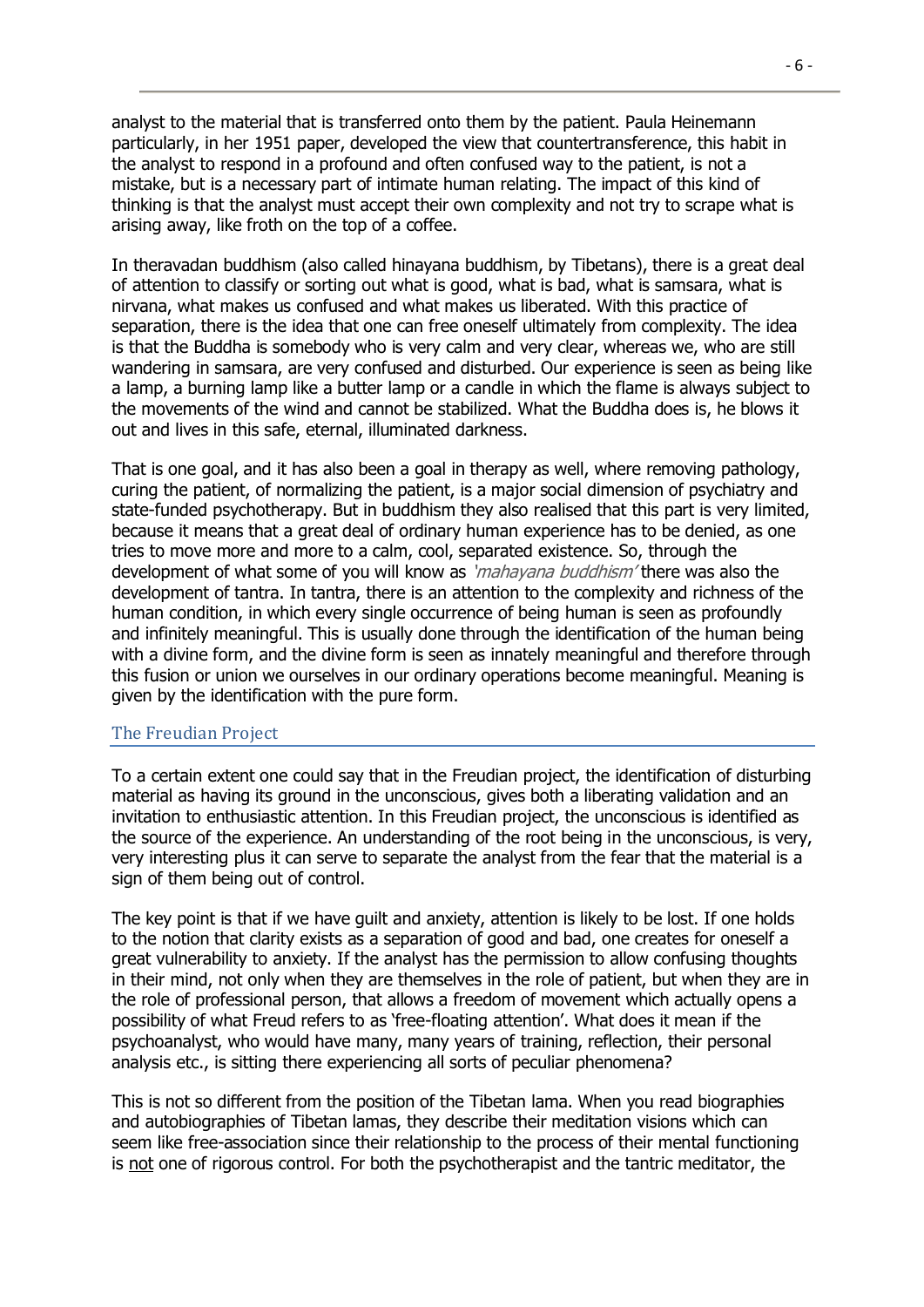analyst to the material that is transferred onto them by the patient. Paula Heinemann particularly, in her 1951 paper, developed the view that countertransference, this habit in the analyst to respond in a profound and often confused way to the patient, is not a mistake, but is a necessary part of intimate human relating. The impact of this kind of thinking is that the analyst must accept their own complexity and not try to scrape what is arising away, like froth on the top of a coffee.

In theravadan buddhism (also called hinayana buddhism, by Tibetans), there is a great deal of attention to classify or sorting out what is good, what is bad, what is samsara, what is nirvana, what makes us confused and what makes us liberated. With this practice of separation, there is the idea that one can free oneself ultimately from complexity. The idea is that the Buddha is somebody who is very calm and very clear, whereas we, who are still wandering in samsara, are very confused and disturbed. Our experience is seen as being like a lamp, a burning lamp like a butter lamp or a candle in which the flame is always subject to the movements of the wind and cannot be stabilized. What the Buddha does is, he blows it out and lives in this safe, eternal, illuminated darkness.

That is one goal, and it has also been a goal in therapy as well, where removing pathology, curing the patient, of normalizing the patient, is a major social dimension of psychiatry and state-funded psychotherapy. But in buddhism they also realised that this part is very limited, because it means that a great deal of ordinary human experience has to be denied, as one tries to move more and more to a calm, cool, separated existence. So, through the development of what some of you will know as *'mahayana buddhism'* there was also the development of tantra. In tantra, there is an attention to the complexity and richness of the human condition, in which every single occurrence of being human is seen as profoundly and infinitely meaningful. This is usually done through the identification of the human being with a divine form, and the divine form is seen as innately meaningful and therefore through this fusion or union we ourselves in our ordinary operations become meaningful. Meaning is given by the identification with the pure form.

## The Freudian Project

To a certain extent one could say that in the Freudian project, the identification of disturbing material as having its ground in the unconscious, gives both a liberating validation and an invitation to enthusiastic attention. In this Freudian project, the unconscious is identified as the source of the experience. An understanding of the root being in the unconscious, is very, very interesting plus it can serve to separate the analyst from the fear that the material is a sign of them being out of control.

The key point is that if we have guilt and anxiety, attention is likely to be lost. If one holds to the notion that clarity exists as a separation of good and bad, one creates for oneself a great vulnerability to anxiety. If the analyst has the permission to allow confusing thoughts in their mind, not only when they are themselves in the role of patient, but when they are in the role of professional person, that allows a freedom of movement which actually opens a possibility of what Freud refers to as 'free-floating attention'. What does it mean if the psychoanalyst, who would have many, many years of training, reflection, their personal analysis etc., is sitting there experiencing all sorts of peculiar phenomena?

This is not so different from the position of the Tibetan lama. When you read biographies and autobiographies of Tibetan lamas, they describe their meditation visions which can seem like free-association since their relationship to the process of their mental functioning is <u>not</u> one of rigorous control. For both the psychotherapist and the tantric meditator, the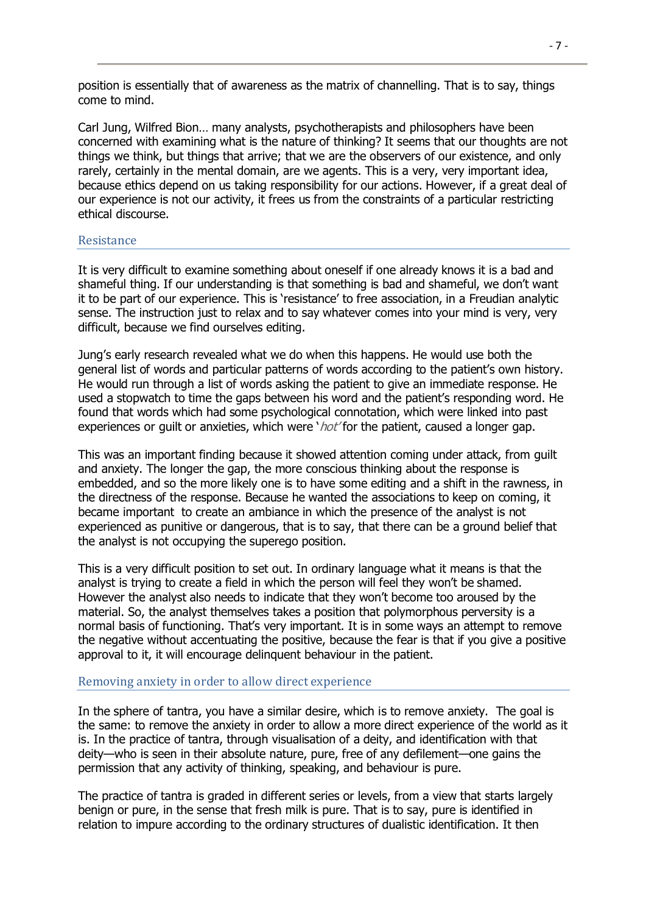position is essentially that of awareness as the matrix of channelling. That is to say, things come to mind.

Carl Jung, Wilfred Bion… many analysts, psychotherapists and philosophers have been concerned with examining what is the nature of thinking? It seems that our thoughts are not things we think, but things that arrive; that we are the observers of our existence, and only rarely, certainly in the mental domain, are we agents. This is a very, very important idea, because ethics depend on us taking responsibility for our actions. However, if a great deal of our experience is not our activity, it frees us from the constraints of a particular restricting ethical discourse.

## Resistance

It is very difficult to examine something about oneself if one already knows it is a bad and shameful thing. If our understanding is that something is bad and shameful, we don't want it to be part of our experience. This is 'resistance' to free association, in a Freudian analytic sense. The instruction just to relax and to say whatever comes into your mind is very, very difficult, because we find ourselves editing.

Jung's early research revealed what we do when this happens. He would use both the general list of words and particular patterns of words according to the patient's own history. He would run through a list of words asking the patient to give an immediate response. He used a stopwatch to time the gaps between his word and the patient's responding word. He found that words which had some psychological connotation, which were linked into past experiences or guilt or anxieties, which were '*hot*' for the patient, caused a longer gap.

This was an important finding because it showed attention coming under attack, from guilt and anxiety. The longer the gap, the more conscious thinking about the response is embedded, and so the more likely one is to have some editing and a shift in the rawness, in the directness of the response. Because he wanted the associations to keep on coming, it became important to create an ambiance in which the presence of the analyst is not experienced as punitive or dangerous, that is to say, that there can be a ground belief that the analyst is not occupying the superego position.

This is a very difficult position to set out. In ordinary language what it means is that the analyst is trying to create a field in which the person will feel they won't be shamed. However the analyst also needs to indicate that they won't become too aroused by the material. So, the analyst themselves takes a position that polymorphous perversity is a normal basis of functioning. That's very important. It is in some ways an attempt to remove the negative without accentuating the positive, because the fear is that if you give a positive approval to it, it will encourage delinquent behaviour in the patient.

## Removing anxiety in order to allow direct experience

In the sphere of tantra, you have a similar desire, which is to remove anxiety. The goal is the same: to remove the anxiety in order to allow a more direct experience of the world as it is. In the practice of tantra, through visualisation of a deity, and identification with that deity—who is seen in their absolute nature, pure, free of any defilement—one gains the permission that any activity of thinking, speaking, and behaviour is pure.

The practice of tantra is graded in different series or levels, from a view that starts largely benign or pure, in the sense that fresh milk is pure. That is to say, pure is identified in relation to impure according to the ordinary structures of dualistic identification. It then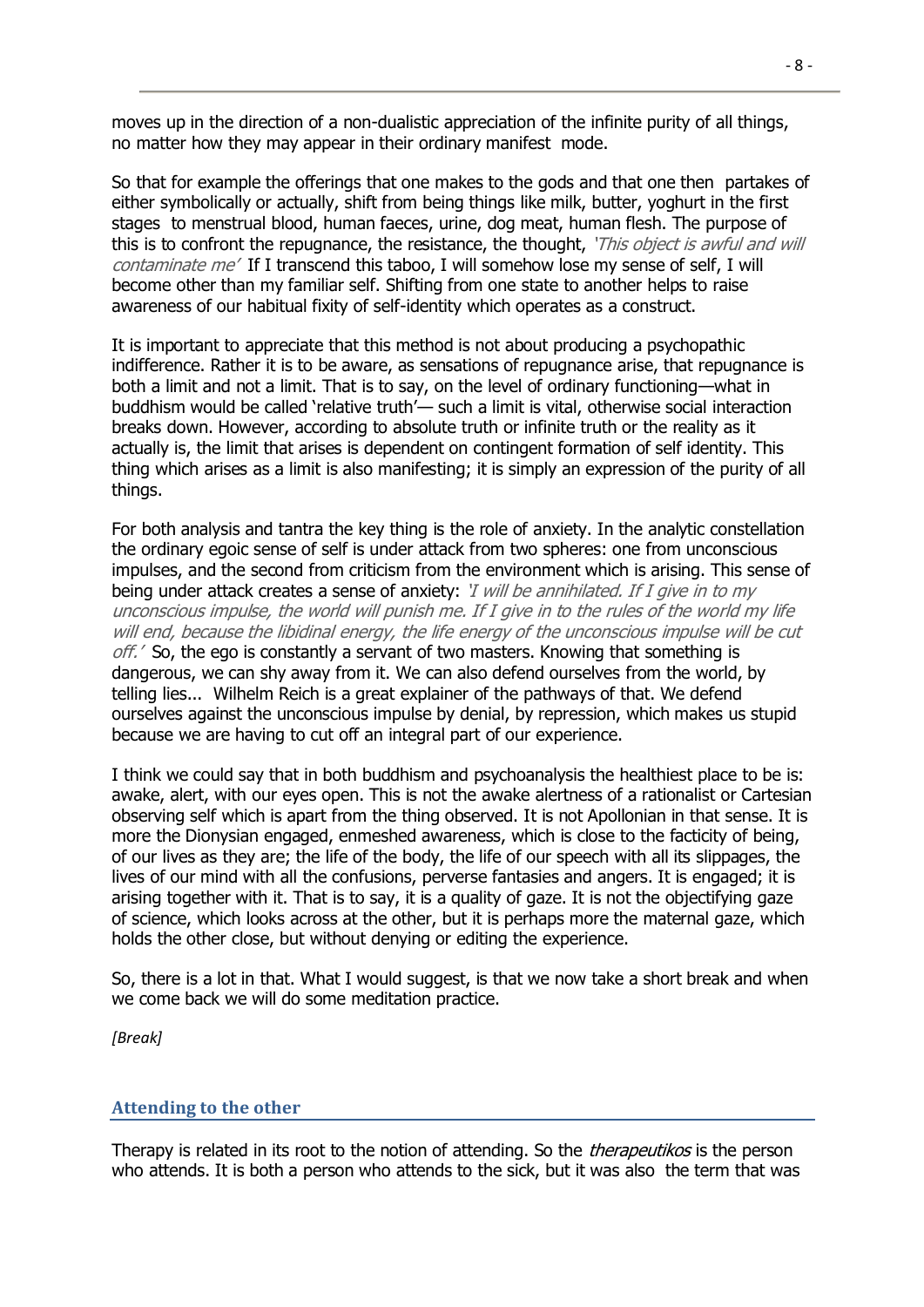moves up in the direction of a non-dualistic appreciation of the infinite purity of all things, no matter how they may appear in their ordinary manifest mode.

So that for example the offerings that one makes to the gods and that one then partakes of either symbolically or actually, shift from being things like milk, butter, yoghurt in the first stages to menstrual blood, human faeces, urine, dog meat, human flesh. The purpose of this is to confront the repugnance, the resistance, the thought, *'This object is awful and will contaminate me'* If I transcend this taboo, I will somehow lose my sense of self, I will become other than my familiar self. Shifting from one state to another helps to raise awareness of our habitual fixity of self-identity which operates as a construct.

It is important to appreciate that this method is not about producing a psychopathic indifference. Rather it is to be aware, as sensations of repugnance arise, that repugnance is both a limit and not a limit. That is to say, on the level of ordinary functioning—what in buddhism would be called 'relative truth'— such a limit is vital, otherwise social interaction breaks down. However, according to absolute truth or infinite truth or the reality as it actually is, the limit that arises is dependent on contingent formation of self identity. This thing which arises as a limit is also manifesting; it is simply an expression of the purity of all things.

For both analysis and tantra the key thing is the role of anxiety. In the analytic constellation the ordinary egoic sense of self is under attack from two spheres: one from unconscious impulses, and the second from criticism from the environment which is arising. This sense of being under attack creates a sense of anxiety: *'I will be annihilated. If I give in to my unconscious impulse, the world will punish me. If I give in to the rules of the world my life will end, because the libidinal energy, the life energy of the unconscious impulse will be cut off.'* So, the ego is constantly a servant of two masters. Knowing that something is dangerous, we can shy away from it. We can also defend ourselves from the world, by telling lies... Wilhelm Reich is a great explainer of the pathways of that. We defend ourselves against the unconscious impulse by denial, by repression, which makes us stupid because we are having to cut off an integral part of our experience.

I think we could say that in both buddhism and psychoanalysis the healthiest place to be is: awake, alert, with our eyes open. This is not the awake alertness of a rationalist or Cartesian observing self which is apart from the thing observed. It is not Apollonian in that sense. It is more the Dionysian engaged, enmeshed awareness, which is close to the facticity of being, of our lives as they are; the life of the body, the life of our speech with all its slippages, the lives of our mind with all the confusions, perverse fantasies and angers. It is engaged; it is arising together with it. That is to say, it is a quality of gaze. It is not the objectifying gaze of science, which looks across at the other, but it is perhaps more the maternal gaze, which holds the other close, but without denying or editing the experience.

So, there is a lot in that. What I would suggest, is that we now take a short break and when we come back we will do some meditation practice.

*[Break]*

## Attending to the other

Therapy is related in its root to the notion of attending. So the *therapeutikos* is the person who attends. It is both a person who attends to the sick, but it was also the term that was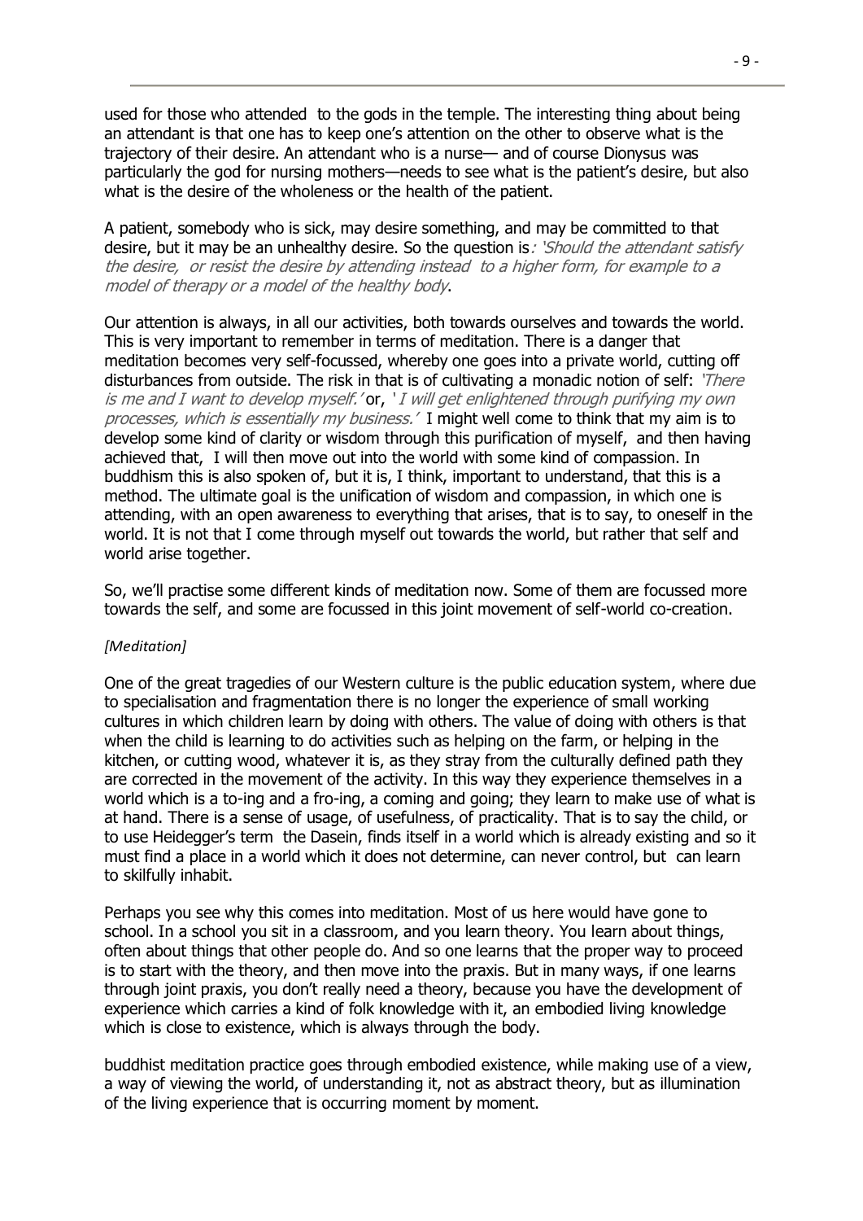used for those who attended to the gods in the temple. The interesting thing about being an attendant is that one has to keep one's attention on the other to observe what is the trajectory of their desire. An attendant who is a nurse— and of course Dionysus was particularly the god for nursing mothers—needs to see what is the patient's desire, but also what is the desire of the wholeness or the health of the patient.

A patient, somebody who is sick, may desire something, and may be committed to that desire, but it may be an unhealthy desire. So the question is*: 'Should the attendant satisfy the desire, or resist the desire by attending instead to a higher form, for example to a model of therapy or a model of the healthy body*.

Our attention is always, in all our activities, both towards ourselves and towards the world. This is very important to remember in terms of meditation. There is a danger that meditation becomes very self-focussed, whereby one goes into a private world, cutting off disturbances from outside. The risk in that is of cultivating a monadic notion of self: *'There is me and I want to develop myself.'* or, *' I will get enlightened through purifying my own processes, which is essentially my business.'* I might well come to think that my aim is to develop some kind of clarity or wisdom through this purification of myself, and then having achieved that, I will then move out into the world with some kind of compassion. In buddhism this is also spoken of, but it is, I think, important to understand, that this is a method. The ultimate goal is the unification of wisdom and compassion, in which one is attending, with an open awareness to everything that arises, that is to say, to oneself in the world. It is not that I come through myself out towards the world, but rather that self and world arise together.

So, we'll practise some different kinds of meditation now. Some of them are focussed more towards the self, and some are focussed in this joint movement of self-world co-creation.

*[Meditation]*

One of the great tragedies of our Western culture is the public education system, where due to specialisation and fragmentation there is no longer the experience of small working cultures in which children learn by doing with others. The value of doing with others is that when the child is learning to do activities such as helping on the farm, or helping in the kitchen, or cutting wood, whatever it is, as they stray from the culturally defined path they are corrected in the movement of the activity. In this way they experience themselves in a world which is a to-ing and a fro-ing, a coming and going; they learn to make use of what is at hand. There is a sense of usage, of usefulness, of practicality. That is to say the child, or to use Heidegger's term the Dasein, finds itself in a world which is already existing and so it must find a place in a world which it does not determine, can never control, but can learn to skilfully inhabit.

Perhaps you see why this comes into meditation. Most of us here would have gone to school. In a school you sit in a classroom, and you learn theory. You learn about things, often about things that other people do. And so one learns that the proper way to proceed is to start with the theory, and then move into the praxis. But in many ways, if one learns through joint praxis, you don't really need a theory, because you have the development of experience which carries a kind of folk knowledge with it, an embodied living knowledge which is close to existence, which is always through the body.

buddhist meditation practice goes through embodied existence, while making use of a view, a way of viewing the world, of understanding it, not as abstract theory, but as illumination of the living experience that is occurring moment by moment.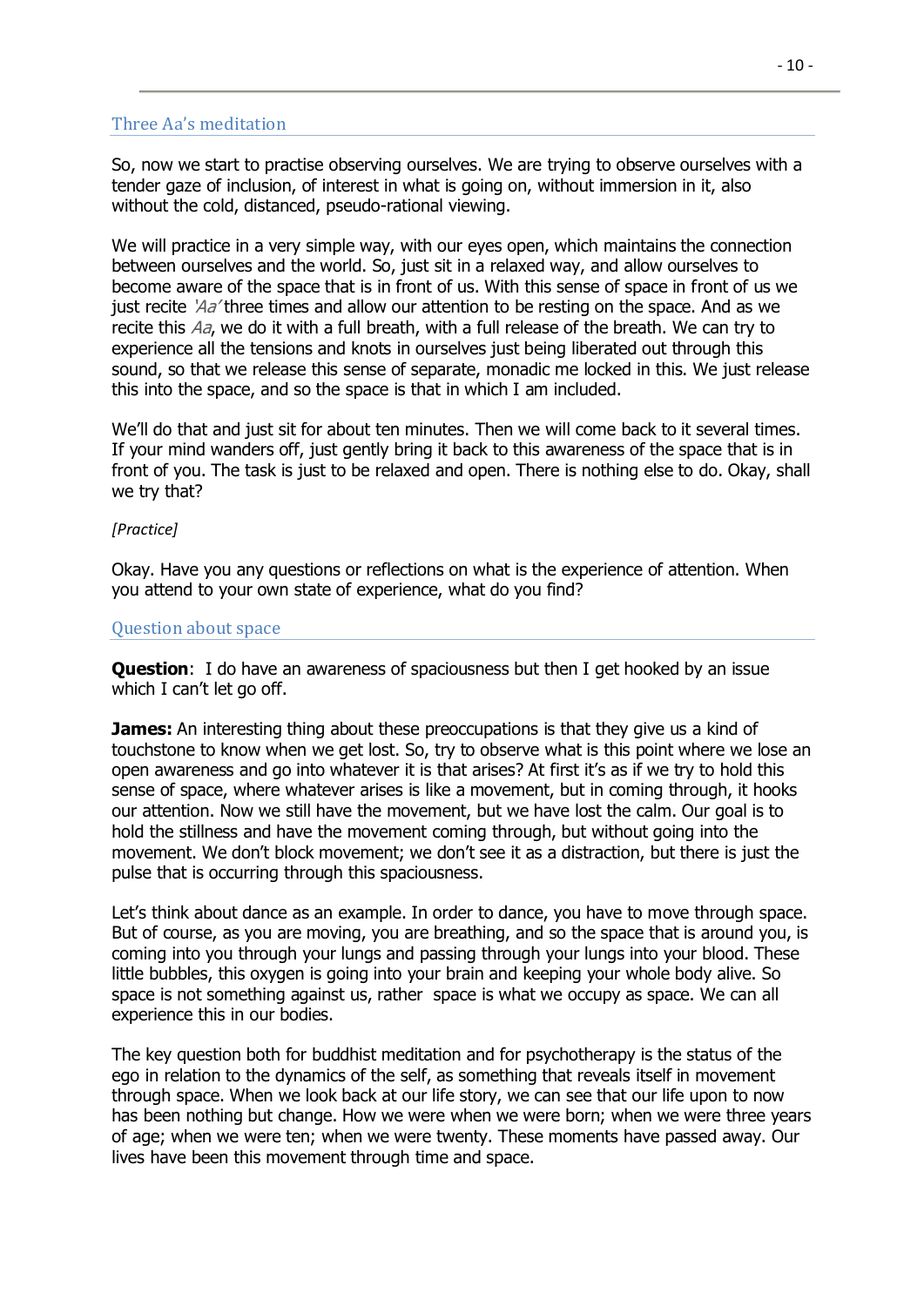## Three Aa's meditation

So, now we start to practise observing ourselves. We are trying to observe ourselves with a tender gaze of inclusion, of interest in what is going on, without immersion in it, also without the cold, distanced, pseudo-rational viewing.

We will practice in a very simple way, with our eyes open, which maintains the connection between ourselves and the world. So, just sit in a relaxed way, and allow ourselves to become aware of the space that is in front of us. With this sense of space in front of us we just recite *'Aa'* three times and allow our attention to be resting on the space. And as we recite this *Aa*, we do it with a full breath, with a full release of the breath. We can try to experience all the tensions and knots in ourselves just being liberated out through this sound, so that we release this sense of separate, monadic me locked in this. We just release this into the space, and so the space is that in which I am included.

We'll do that and just sit for about ten minutes. Then we will come back to it several times. If your mind wanders off, just gently bring it back to this awareness of the space that is in front of you. The task is just to be relaxed and open. There is nothing else to do. Okay, shall we try that?

*[Practice]*

Okay. Have you any questions or reflections on what is the experience of attention. When you attend to your own state of experience, what do you find?

## Question about space

**Question**: I do have an awareness of spaciousness but then I get hooked by an issue which I can't let go off.

**James:** An interesting thing about these preoccupations is that they give us a kind of touchstone to know when we get lost. So, try to observe what is this point where we lose an open awareness and go into whatever it is that arises? At first it's as if we try to hold this sense of space, where whatever arises is like a movement, but in coming through, it hooks our attention. Now we still have the movement, but we have lost the calm. Our goal is to hold the stillness and have the movement coming through, but without going into the movement. We don't block movement; we don't see it as a distraction, but there is just the pulse that is occurring through this spaciousness.

Let's think about dance as an example. In order to dance, you have to move through space. But of course, as you are moving, you are breathing, and so the space that is around you, is coming into you through your lungs and passing through your lungs into your blood. These little bubbles, this oxygen is going into your brain and keeping your whole body alive. So space is not something against us, rather space is what we occupy as space. We can all experience this in our bodies.

The key question both for buddhist meditation and for psychotherapy is the status of the ego in relation to the dynamics of the self, as something that reveals itself in movement through space. When we look back at our life story, we can see that our life upon to now has been nothing but change. How we were when we were born; when we were three years of age; when we were ten; when we were twenty. These moments have passed away. Our lives have been this movement through time and space.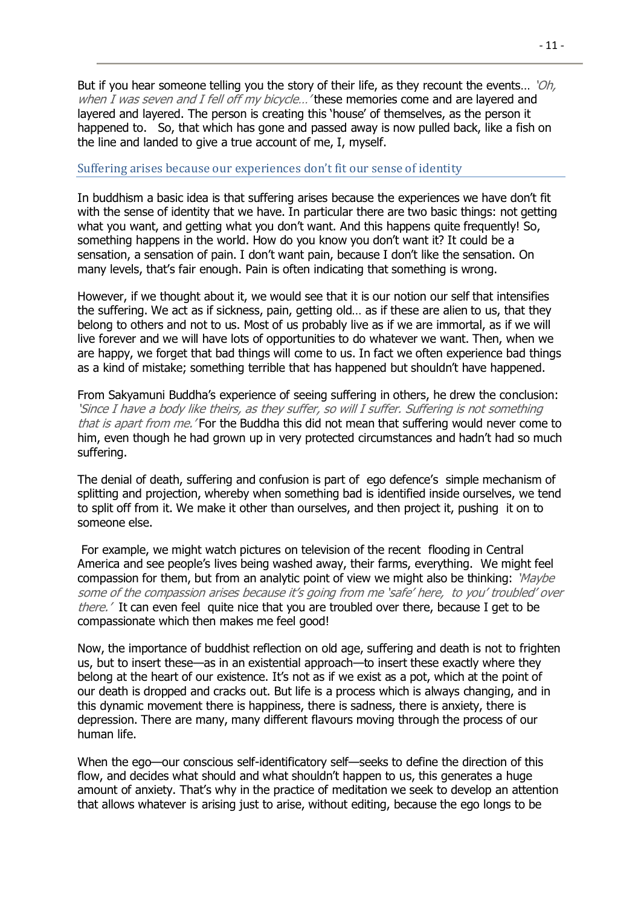But if you hear someone telling you the story of their life, as they recount the events… *'Oh, when I was seven and I fell off my bicycle…'* these memories come and are layered and layered and layered. The person is creating this 'house' of themselves, as the person it happened to. So, that which has gone and passed away is now pulled back, like a fish on the line and landed to give a true account of me, I, myself.

## Suffering arises because our experiences don't fit our sense of identity

In buddhism a basic idea is that suffering arises because the experiences we have don't fit with the sense of identity that we have. In particular there are two basic things: not getting what you want, and getting what you don't want. And this happens quite frequently! So, something happens in the world. How do you know you don't want it? It could be a sensation, a sensation of pain. I don't want pain, because I don't like the sensation. On many levels, that's fair enough. Pain is often indicating that something is wrong.

However, if we thought about it, we would see that it is our notion our self that intensifies the suffering. We act as if sickness, pain, getting old… as if these are alien to us, that they belong to others and not to us. Most of us probably live as if we are immortal, as if we will live forever and we will have lots of opportunities to do whatever we want. Then, when we are happy, we forget that bad things will come to us. In fact we often experience bad things as a kind of mistake; something terrible that has happened but shouldn't have happened.

From Sakyamuni Buddha's experience of seeing suffering in others, he drew the conclusion: *'Since I have a body like theirs, as they suffer, so will I suffer. Suffering is not something that is apart from me.'* For the Buddha this did not mean that suffering would never come to him, even though he had grown up in very protected circumstances and hadn't had so much suffering.

The denial of death, suffering and confusion is part of ego defence's simple mechanism of splitting and projection, whereby when something bad is identified inside ourselves, we tend to split off from it. We make it other than ourselves, and then project it, pushing it on to someone else.

For example, we might watch pictures on television of the recent flooding in Central America and see people's lives being washed away, their farms, everything. We might feel compassion for them, but from an analytic point of view we might also be thinking: *'Maybe some of the compassion arises because it's going from me 'safe' here, to you' troubled' over there.'* It can even feel quite nice that you are troubled over there, because I get to be compassionate which then makes me feel good!

Now, the importance of buddhist reflection on old age, suffering and death is not to frighten us, but to insert these—as in an existential approach—to insert these exactly where they belong at the heart of our existence. It's not as if we exist as a pot, which at the point of our death is dropped and cracks out. But life is a process which is always changing, and in this dynamic movement there is happiness, there is sadness, there is anxiety, there is depression. There are many, many different flavours moving through the process of our human life.

When the ego—our conscious self-identificatory self—seeks to define the direction of this flow, and decides what should and what shouldn't happen to us, this generates a huge amount of anxiety. That's why in the practice of meditation we seek to develop an attention that allows whatever is arising just to arise, without editing, because the ego longs to be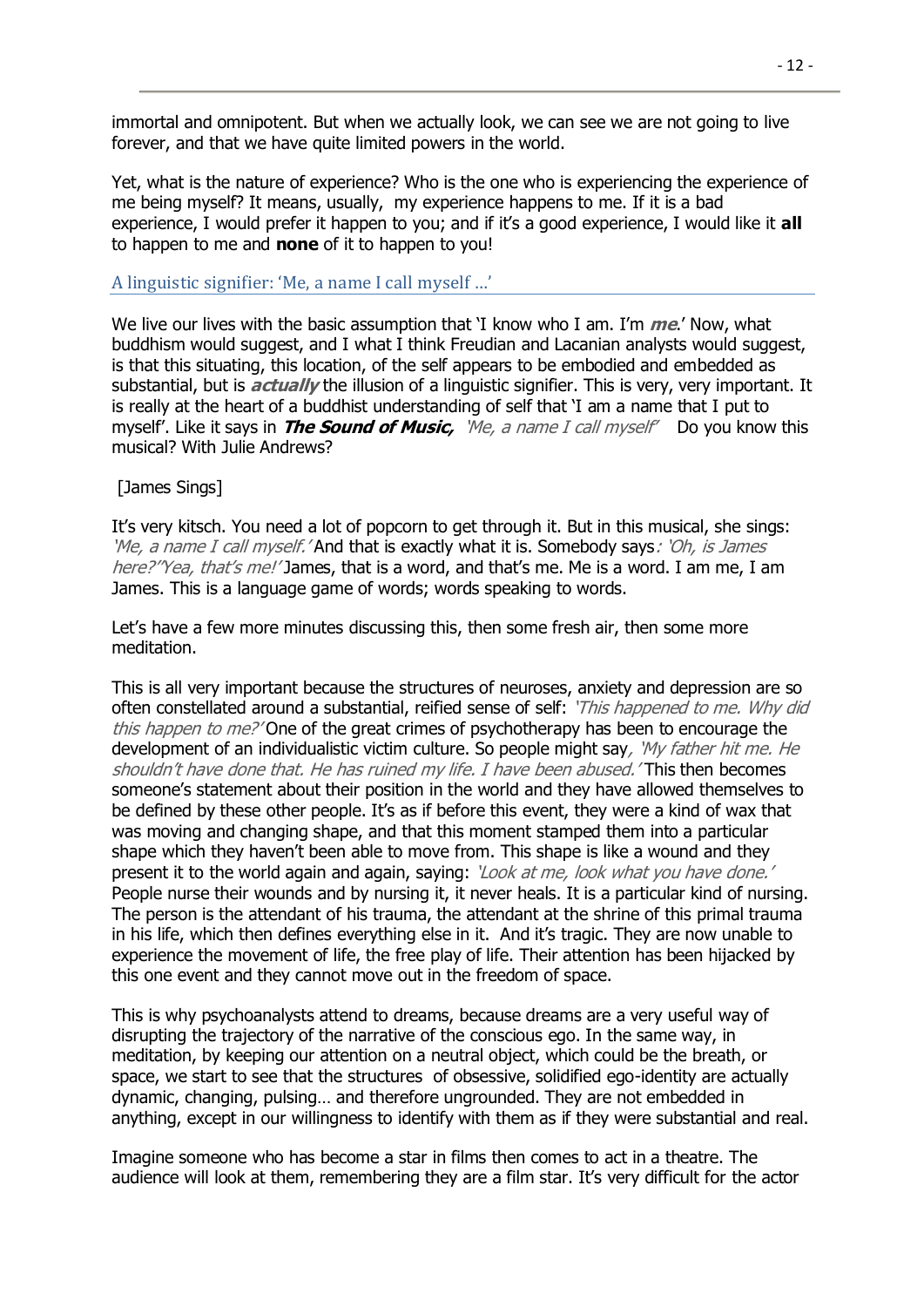immortal and omnipotent. But when we actually look, we can see we are not going to live forever, and that we have quite limited powers in the world.

Yet, what is the nature of experience? Who is the one who is experiencing the experience of me being myself? It means, usually, my experience happens to me. If it is a bad experience, I would prefer it happen to you; and if it's a good experience, I would like it **all** to happen to me and **none** of it to happen to you!

## A linguistic signifier: 'Me, a name I call myself ...'

We live our lives with the basic assumption that 'I know who I am. I'm ***me***.' Now, what buddhism would suggest, and I what I think Freudian and Lacanian analysts would suggest, is that this situating, this location, of the self appears to be embodied and embedded as substantial, but is ***actually*** the illusion of a linguistic signifier. This is very, very important. It is really at the heart of a buddhist understanding of self that 'I am a name that I put to myself'. Like it says in ***The Sound of Music,*** *'Me, a name I call myself'* Do you know this musical? With Julie Andrews?

[James Sings]

It's very kitsch. You need a lot of popcorn to get through it. But in this musical, she sings: *'Me, a name I call myself.'* And that is exactly what it is. Somebody says*: 'Oh, is James here?''Yea, that's me!'* James, that is a word, and that's me. Me is a word. I am me, I am James. This is a language game of words; words speaking to words.

Let's have a few more minutes discussing this, then some fresh air, then some more meditation.

This is all very important because the structures of neuroses, anxiety and depression are so often constellated around a substantial, reified sense of self: *'This happened to me. Why did this happen to me?'* One of the great crimes of psychotherapy has been to encourage the development of an individualistic victim culture. So people might say*, 'My father hit me. He shouldn't have done that. He has ruined my life. I have been abused.'* This then becomes someone's statement about their position in the world and they have allowed themselves to be defined by these other people. It's as if before this event, they were a kind of wax that was moving and changing shape, and that this moment stamped them into a particular shape which they haven't been able to move from. This shape is like a wound and they present it to the world again and again, saying: *'Look at me, look what you have done.'* People nurse their wounds and by nursing it, it never heals. It is a particular kind of nursing. The person is the attendant of his trauma, the attendant at the shrine of this primal trauma in his life, which then defines everything else in it. And it's tragic. They are now unable to experience the movement of life, the free play of life. Their attention has been hijacked by this one event and they cannot move out in the freedom of space.

This is why psychoanalysts attend to dreams, because dreams are a very useful way of disrupting the trajectory of the narrative of the conscious ego. In the same way, in meditation, by keeping our attention on a neutral object, which could be the breath, or space, we start to see that the structures of obsessive, solidified ego-identity are actually dynamic, changing, pulsing… and therefore ungrounded. They are not embedded in anything, except in our willingness to identify with them as if they were substantial and real.

Imagine someone who has become a star in films then comes to act in a theatre. The audience will look at them, remembering they are a film star. It's very difficult for the actor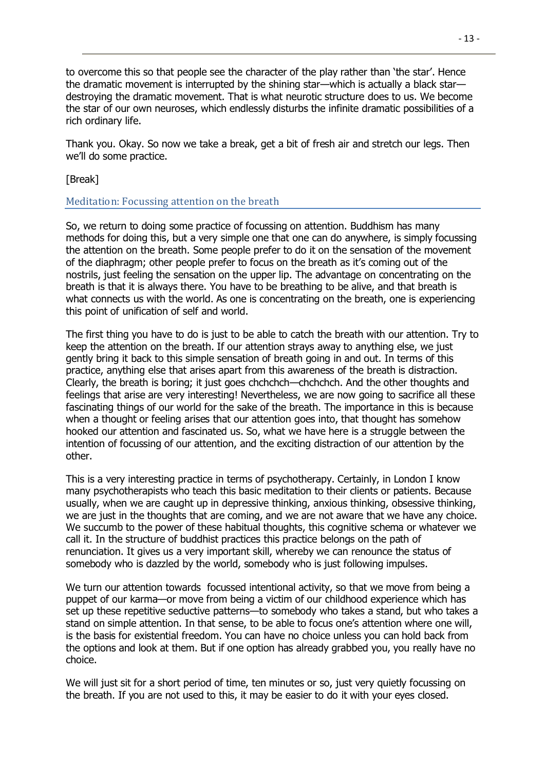to overcome this so that people see the character of the play rather than 'the star'. Hence the dramatic movement is interrupted by the shining star—which is actually a black star—destroying the dramatic movement. That is what neurotic structure does to us. We become the star of our own neuroses, which endlessly disturbs the infinite dramatic possibilities of a rich ordinary life.

Thank you. Okay. So now we take a break, get a bit of fresh air and stretch our legs. Then we'll do some practice.

[Break]

### Meditation: Focussing attention on the breath

So, we return to doing some practice of focussing on attention. Buddhism has many methods for doing this, but a very simple one that one can do anywhere, is simply focussing the attention on the breath. Some people prefer to do it on the sensation of the movement of the diaphragm; other people prefer to focus on the breath as it's coming out of the nostrils, just feeling the sensation on the upper lip. The advantage on concentrating on the breath is that it is always there. You have to be breathing to be alive, and that breath is what connects us with the world. As one is concentrating on the breath, one is experiencing this point of unification of self and world.

The first thing you have to do is just to be able to catch the breath with our attention. Try to keep the attention on the breath. If our attention strays away to anything else, we just gently bring it back to this simple sensation of breath going in and out. In terms of this practice, anything else that arises apart from this awareness of the breath is distraction. Clearly, the breath is boring; it just goes chchchch—chchchch. And the other thoughts and feelings that arise are very interesting! Nevertheless, we are now going to sacrifice all these fascinating things of our world for the sake of the breath. The importance in this is because when a thought or feeling arises that our attention goes into, that thought has somehow hooked our attention and fascinated us. So, what we have here is a struggle between the intention of focussing of our attention, and the exciting distraction of our attention by the other.

This is a very interesting practice in terms of psychotherapy. Certainly, in London I know many psychotherapists who teach this basic meditation to their clients or patients. Because usually, when we are caught up in depressive thinking, anxious thinking, obsessive thinking, we are just in the thoughts that are coming, and we are not aware that we have any choice. We succumb to the power of these habitual thoughts, this cognitive schema or whatever we call it. In the structure of buddhist practices this practice belongs on the path of renunciation. It gives us a very important skill, whereby we can renounce the status of somebody who is dazzled by the world, somebody who is just following impulses.

We turn our attention towards focussed intentional activity, so that we move from being a puppet of our karma—or move from being a victim of our childhood experience which has set up these repetitive seductive patterns—to somebody who takes a stand, but who takes a stand on simple attention. In that sense, to be able to focus one's attention where one will, is the basis for existential freedom. You can have no choice unless you can hold back from the options and look at them. But if one option has already grabbed you, you really have no choice.

We will just sit for a short period of time, ten minutes or so, just very quietly focussing on the breath. If you are not used to this, it may be easier to do it with your eyes closed.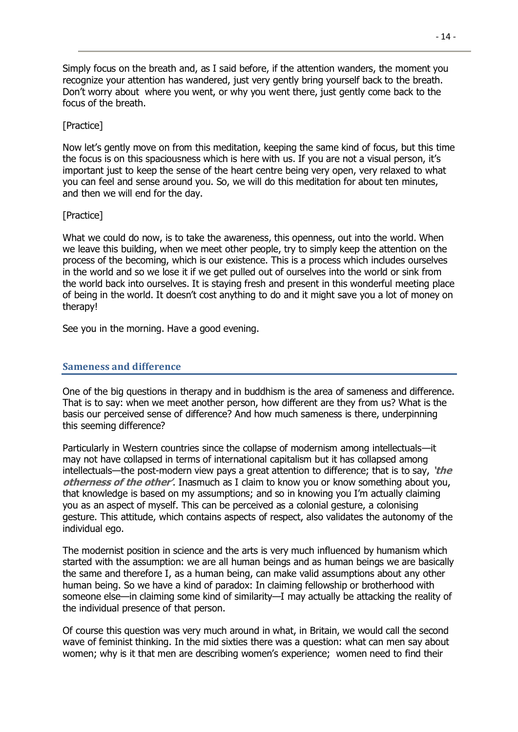Simply focus on the breath and, as I said before, if the attention wanders, the moment you recognize your attention has wandered, just very gently bring yourself back to the breath. Don't worry about where you went, or why you went there, just gently come back to the focus of the breath.

[Practice]

Now let's gently move on from this meditation, keeping the same kind of focus, but this time the focus is on this spaciousness which is here with us. If you are not a visual person, it's important just to keep the sense of the heart centre being very open, very relaxed to what you can feel and sense around you. So, we will do this meditation for about ten minutes, and then we will end for the day.

[Practice]

What we could do now, is to take the awareness, this openness, out into the world. When we leave this building, when we meet other people, try to simply keep the attention on the process of the becoming, which is our existence. This is a process which includes ourselves in the world and so we lose it if we get pulled out of ourselves into the world or sink from the world back into ourselves. It is staying fresh and present in this wonderful meeting place of being in the world. It doesn't cost anything to do and it might save you a lot of money on therapy!

See you in the morning. Have a good evening.

## Sameness and difference

One of the big questions in therapy and in buddhism is the area of sameness and difference. That is to say: when we meet another person, how different are they from us? What is the basis our perceived sense of difference? And how much sameness is there, underpinning this seeming difference?

Particularly in Western countries since the collapse of modernism among intellectuals—it may not have collapsed in terms of international capitalism but it has collapsed among intellectuals—the post-modern view pays a great attention to difference; that is to say, ***'the otherness of the other'***. Inasmuch as I claim to know you or know something about you, that knowledge is based on my assumptions; and so in knowing you I'm actually claiming you as an aspect of myself. This can be perceived as a colonial gesture, a colonising gesture. This attitude, which contains aspects of respect, also validates the autonomy of the individual ego.

The modernist position in science and the arts is very much influenced by humanism which started with the assumption: we are all human beings and as human beings we are basically the same and therefore I, as a human being, can make valid assumptions about any other human being. So we have a kind of paradox: In claiming fellowship or brotherhood with someone else—in claiming some kind of similarity—I may actually be attacking the reality of the individual presence of that person.

Of course this question was very much around in what, in Britain, we would call the second wave of feminist thinking. In the mid sixties there was a question: what can men say about women; why is it that men are describing women's experience; women need to find their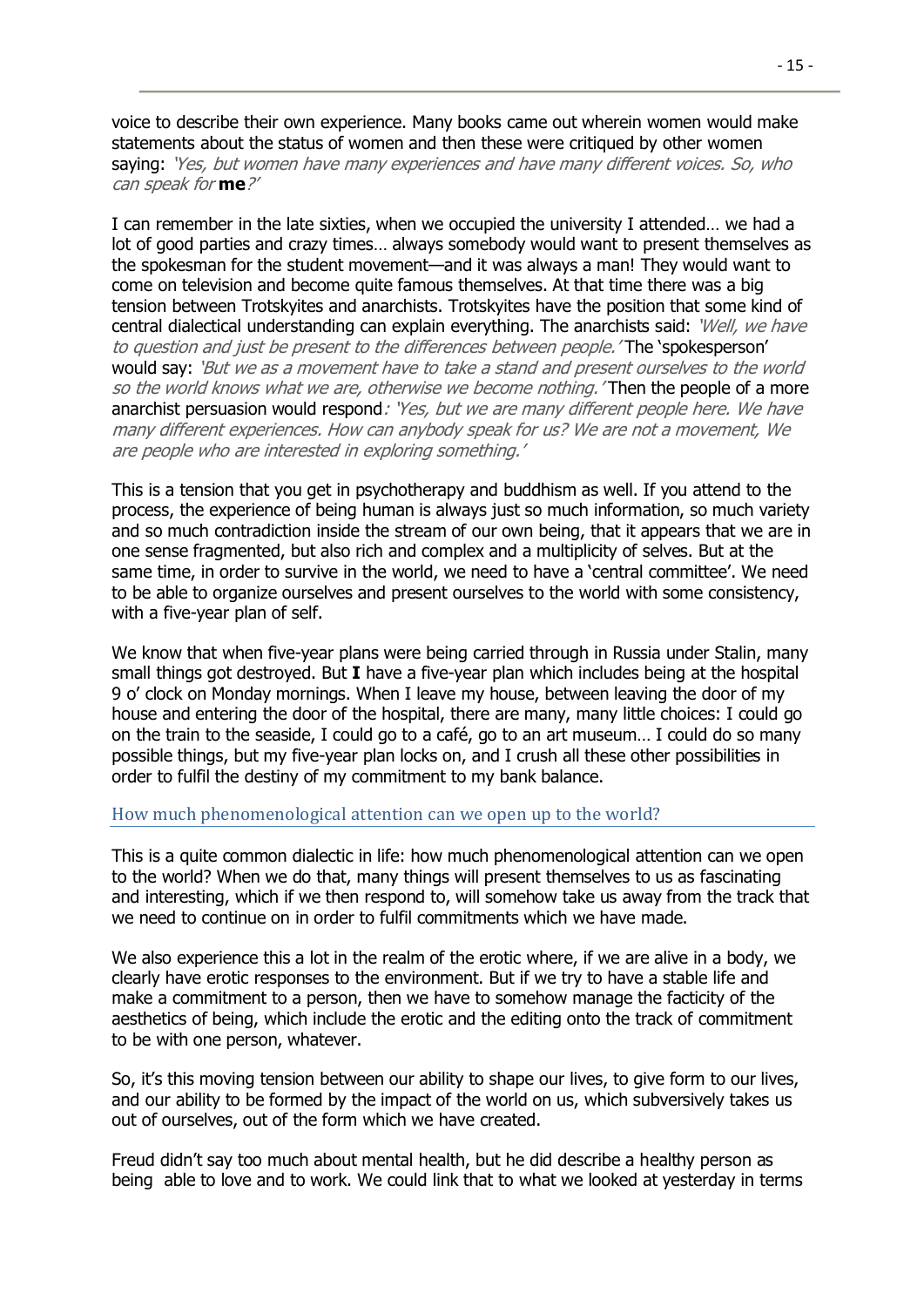voice to describe their own experience. Many books came out wherein women would make statements about the status of women and then these were critiqued by other women saying: *'Yes, but women have many experiences and have many different voices. So, who can speak for* ***me****?'*

I can remember in the late sixties, when we occupied the university I attended… we had a lot of good parties and crazy times… always somebody would want to present themselves as the spokesman for the student movement—and it was always a man! They would want to come on television and become quite famous themselves. At that time there was a big tension between Trotskyites and anarchists. Trotskyites have the position that some kind of central dialectical understanding can explain everything. The anarchists said: *'Well, we have to question and just be present to the differences between people.'* The 'spokesperson' would say: *'But we as a movement have to take a stand and present ourselves to the world so the world knows what we are, otherwise we become nothing.'* Then the people of a more anarchist persuasion would respond*: 'Yes, but we are many different people here. We have many different experiences. How can anybody speak for us? We are not a movement, We are people who are interested in exploring something.'*

This is a tension that you get in psychotherapy and buddhism as well. If you attend to the process, the experience of being human is always just so much information, so much variety and so much contradiction inside the stream of our own being, that it appears that we are in one sense fragmented, but also rich and complex and a multiplicity of selves. But at the same time, in order to survive in the world, we need to have a 'central committee'. We need to be able to organize ourselves and present ourselves to the world with some consistency, with a five-year plan of self.

We know that when five-year plans were being carried through in Russia under Stalin, many small things got destroyed. But **I** have a five-year plan which includes being at the hospital 9 o' clock on Monday mornings. When I leave my house, between leaving the door of my house and entering the door of the hospital, there are many, many little choices: I could go on the train to the seaside, I could go to a café, go to an art museum… I could do so many possible things, but my five-year plan locks on, and I crush all these other possibilities in order to fulfil the destiny of my commitment to my bank balance.

## How much phenomenological attention can we open up to the world?

This is a quite common dialectic in life: how much phenomenological attention can we open to the world? When we do that, many things will present themselves to us as fascinating and interesting, which if we then respond to, will somehow take us away from the track that we need to continue on in order to fulfil commitments which we have made.

We also experience this a lot in the realm of the erotic where, if we are alive in a body, we clearly have erotic responses to the environment. But if we try to have a stable life and make a commitment to a person, then we have to somehow manage the facticity of the aesthetics of being, which include the erotic and the editing onto the track of commitment to be with one person, whatever.

So, it's this moving tension between our ability to shape our lives, to give form to our lives, and our ability to be formed by the impact of the world on us, which subversively takes us out of ourselves, out of the form which we have created.

Freud didn't say too much about mental health, but he did describe a healthy person as being able to love and to work. We could link that to what we looked at yesterday in terms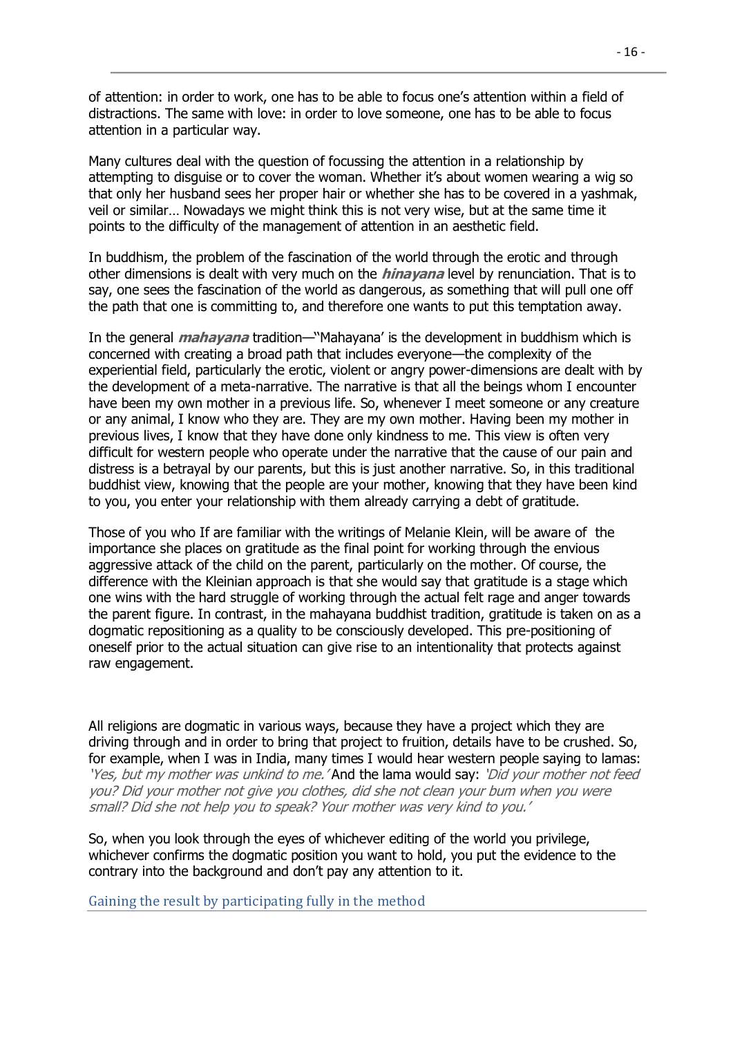of attention: in order to work, one has to be able to focus one's attention within a field of distractions. The same with love: in order to love someone, one has to be able to focus attention in a particular way.

Many cultures deal with the question of focussing the attention in a relationship by attempting to disguise or to cover the woman. Whether it's about women wearing a wig so that only her husband sees her proper hair or whether she has to be covered in a yashmak, veil or similar… Nowadays we might think this is not very wise, but at the same time it points to the difficulty of the management of attention in an aesthetic field.

In buddhism, the problem of the fascination of the world through the erotic and through other dimensions is dealt with very much on the ***hinayana*** level by renunciation. That is to say, one sees the fascination of the world as dangerous, as something that will pull one off the path that one is committing to, and therefore one wants to put this temptation away.

In the general ***mahayana*** tradition—"Mahayana' is the development in buddhism which is concerned with creating a broad path that includes everyone—the complexity of the experiential field, particularly the erotic, violent or angry power-dimensions are dealt with by the development of a meta-narrative. The narrative is that all the beings whom I encounter have been my own mother in a previous life. So, whenever I meet someone or any creature or any animal, I know who they are. They are my own mother. Having been my mother in previous lives, I know that they have done only kindness to me. This view is often very difficult for western people who operate under the narrative that the cause of our pain and distress is a betrayal by our parents, but this is just another narrative. So, in this traditional buddhist view, knowing that the people are your mother, knowing that they have been kind to you, you enter your relationship with them already carrying a debt of gratitude.

Those of you who If are familiar with the writings of Melanie Klein, will be aware of the importance she places on gratitude as the final point for working through the envious aggressive attack of the child on the parent, particularly on the mother. Of course, the difference with the Kleinian approach is that she would say that gratitude is a stage which one wins with the hard struggle of working through the actual felt rage and anger towards the parent figure. In contrast, in the mahayana buddhist tradition, gratitude is taken on as a dogmatic repositioning as a quality to be consciously developed. This pre-positioning of oneself prior to the actual situation can give rise to an intentionality that protects against raw engagement.

All religions are dogmatic in various ways, because they have a project which they are driving through and in order to bring that project to fruition, details have to be crushed. So, for example, when I was in India, many times I would hear western people saying to lamas: *'Yes, but my mother was unkind to me.'* And the lama would say: *'Did your mother not feed you? Did your mother not give you clothes, did she not clean your bum when you were small? Did she not help you to speak? Your mother was very kind to you.'*

So, when you look through the eyes of whichever editing of the world you privilege, whichever confirms the dogmatic position you want to hold, you put the evidence to the contrary into the background and don't pay any attention to it.

## Gaining the result by participating fully in the method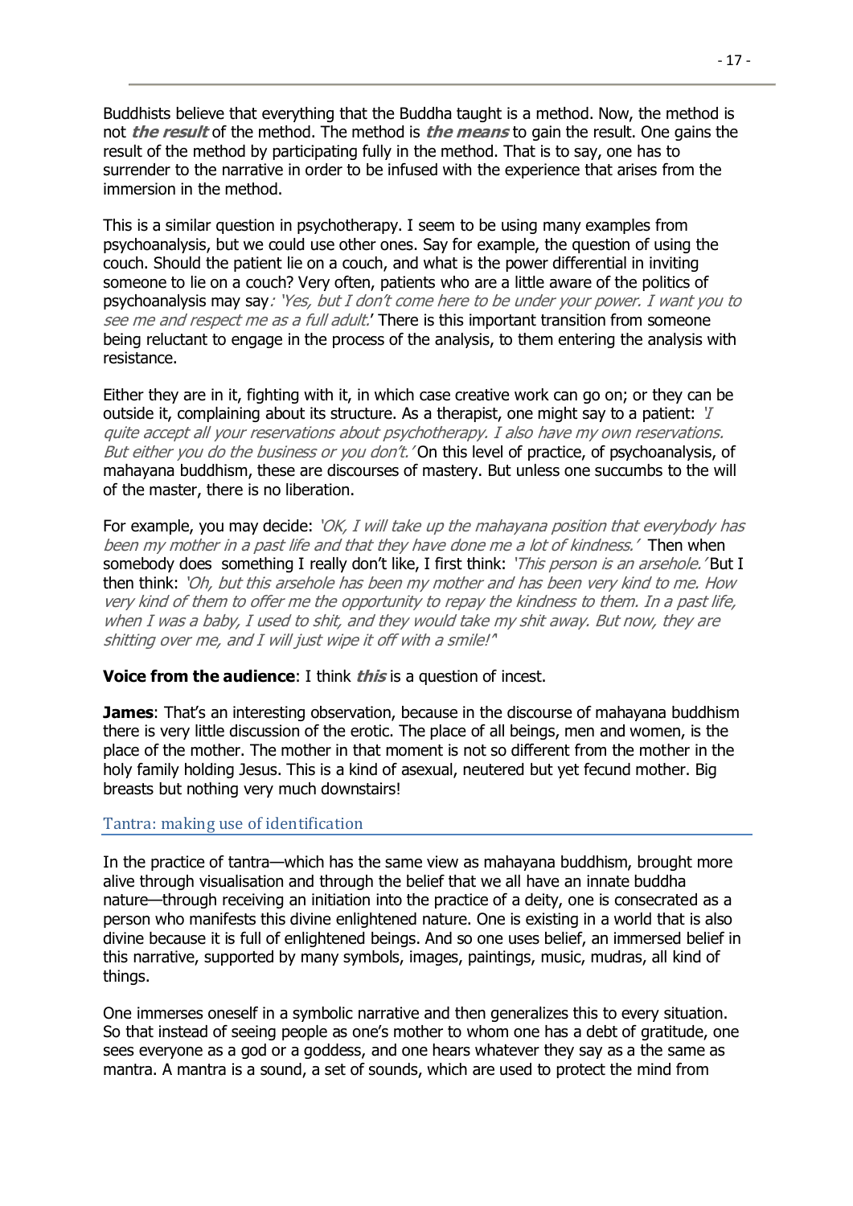Buddhists believe that everything that the Buddha taught is a method. Now, the method is not ***the result*** of the method. The method is ***the means*** to gain the result. One gains the result of the method by participating fully in the method. That is to say, one has to surrender to the narrative in order to be infused with the experience that arises from the immersion in the method.

This is a similar question in psychotherapy. I seem to be using many examples from psychoanalysis, but we could use other ones. Say for example, the question of using the couch. Should the patient lie on a couch, and what is the power differential in inviting someone to lie on a couch? Very often, patients who are a little aware of the politics of psychoanalysis may say*: 'Yes, but I don't come here to be under your power. I want you to see me and respect me as a full adult.*' There is this important transition from someone being reluctant to engage in the process of the analysis, to them entering the analysis with resistance.

Either they are in it, fighting with it, in which case creative work can go on; or they can be outside it, complaining about its structure. As a therapist, one might say to a patient: *'I quite accept all your reservations about psychotherapy. I also have my own reservations. But either you do the business or you don't.'* On this level of practice, of psychoanalysis, of mahayana buddhism, these are discourses of mastery. But unless one succumbs to the will of the master, there is no liberation.

For example, you may decide: *'OK, I will take up the mahayana position that everybody has been my mother in a past life and that they have done me a lot of kindness.'* Then when somebody does something I really don't like, I first think: *'This person is an arsehole.'* But I then think: *'Oh, but this arsehole has been my mother and has been very kind to me. How very kind of them to offer me the opportunity to repay the kindness to them. In a past life, when I was a baby, I used to shit, and they would take my shit away. But now, they are shitting over me, and I will just wipe it off with a smile!'*

**Voice from the audience**: I think ***this*** is a question of incest.

**James**: That's an interesting observation, because in the discourse of mahayana buddhism there is very little discussion of the erotic. The place of all beings, men and women, is the place of the mother. The mother in that moment is not so different from the mother in the holy family holding Jesus. This is a kind of asexual, neutered but yet fecund mother. Big breasts but nothing very much downstairs!

## Tantra: making use of identification

In the practice of tantra—which has the same view as mahayana buddhism, brought more alive through visualisation and through the belief that we all have an innate buddha nature—through receiving an initiation into the practice of a deity, one is consecrated as a person who manifests this divine enlightened nature. One is existing in a world that is also divine because it is full of enlightened beings. And so one uses belief, an immersed belief in this narrative, supported by many symbols, images, paintings, music, mudras, all kind of things.

One immerses oneself in a symbolic narrative and then generalizes this to every situation. So that instead of seeing people as one's mother to whom one has a debt of gratitude, one sees everyone as a god or a goddess, and one hears whatever they say as a the same as mantra. A mantra is a sound, a set of sounds, which are used to protect the mind from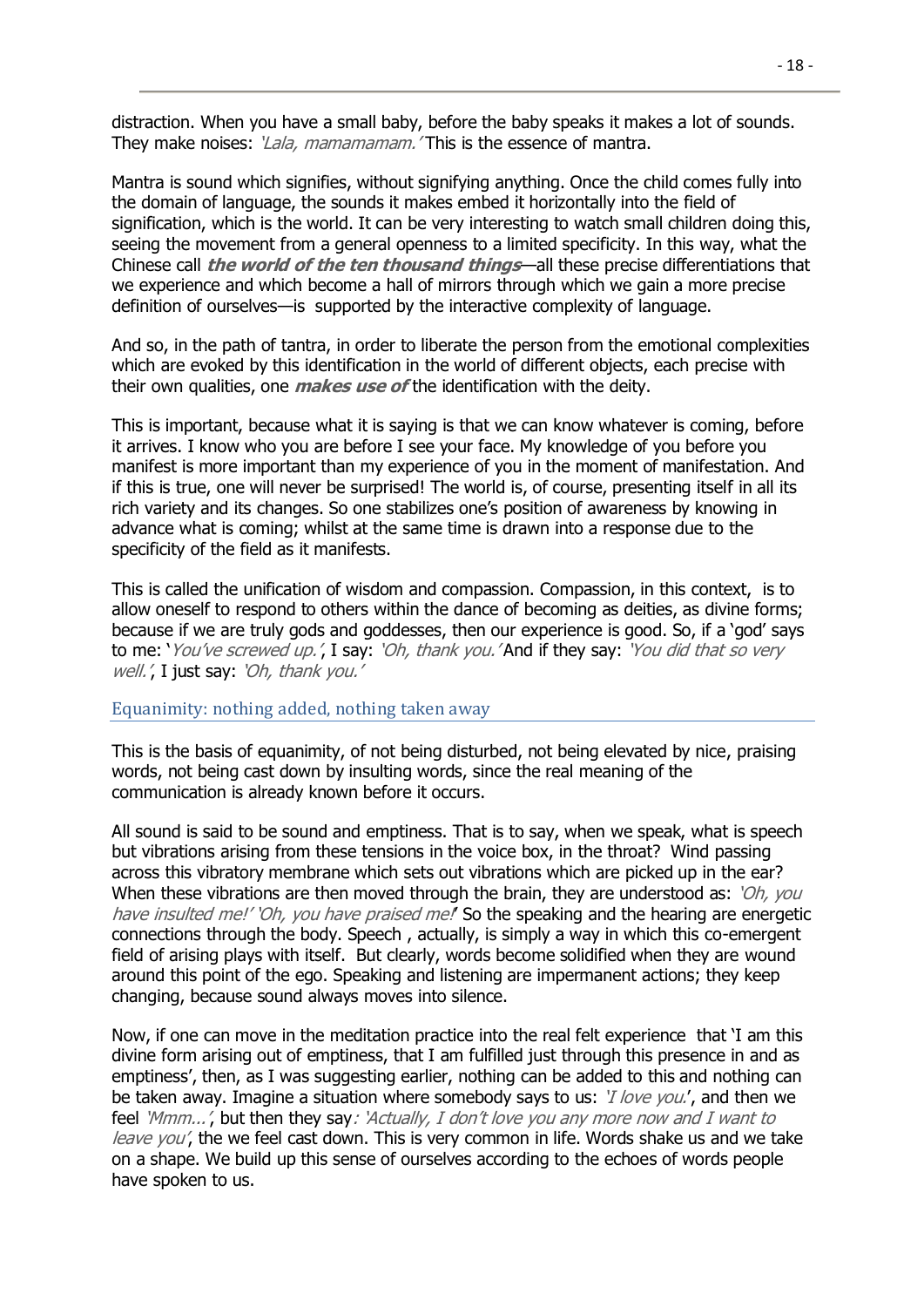distraction. When you have a small baby, before the baby speaks it makes a lot of sounds. They make noises: *'Lala, mamamamam.'* This is the essence of mantra.

Mantra is sound which signifies, without signifying anything. Once the child comes fully into the domain of language, the sounds it makes embed it horizontally into the field of signification, which is the world. It can be very interesting to watch small children doing this, seeing the movement from a general openness to a limited specificity. In this way, what the Chinese call ***the world of the ten thousand things***—all these precise differentiations that we experience and which become a hall of mirrors through which we gain a more precise definition of ourselves—is supported by the interactive complexity of language.

And so, in the path of tantra, in order to liberate the person from the emotional complexities which are evoked by this identification in the world of different objects, each precise with their own qualities, one ***makes use of*** the identification with the deity.

This is important, because what it is saying is that we can know whatever is coming, before it arrives. I know who you are before I see your face. My knowledge of you before you manifest is more important than my experience of you in the moment of manifestation. And if this is true, one will never be surprised! The world is, of course, presenting itself in all its rich variety and its changes. So one stabilizes one's position of awareness by knowing in advance what is coming; whilst at the same time is drawn into a response due to the specificity of the field as it manifests.

This is called the unification of wisdom and compassion. Compassion, in this context, is to allow oneself to respond to others within the dance of becoming as deities, as divine forms; because if we are truly gods and goddesses, then our experience is good. So, if a 'god' says to me: '*You've screwed up.*', I say: *'Oh, thank you.'* And if they say: *'You did that so very well.'*, I just say: *'Oh, thank you.'*

## Equanimity: nothing added, nothing taken away

This is the basis of equanimity, of not being disturbed, not being elevated by nice, praising words, not being cast down by insulting words, since the real meaning of the communication is already known before it occurs.

All sound is said to be sound and emptiness. That is to say, when we speak, what is speech but vibrations arising from these tensions in the voice box, in the throat? Wind passing across this vibratory membrane which sets out vibrations which are picked up in the ear? When these vibrations are then moved through the brain, they are understood as: *'Oh, you have insulted me!' 'Oh, you have praised me!'* So the speaking and the hearing are energetic connections through the body. Speech , actually, is simply a way in which this co-emergent field of arising plays with itself. But clearly, words become solidified when they are wound around this point of the ego. Speaking and listening are impermanent actions; they keep changing, because sound always moves into silence.

Now, if one can move in the meditation practice into the real felt experience that 'I am this divine form arising out of emptiness, that I am fulfilled just through this presence in and as emptiness', then, as I was suggesting earlier, nothing can be added to this and nothing can be taken away. Imagine a situation where somebody says to us: *'I love you.'*, and then we feel *'Mmm...'*, but then they say*: 'Actually, I don't love you any more now and I want to leave you'*, the we feel cast down. This is very common in life. Words shake us and we take on a shape. We build up this sense of ourselves according to the echoes of words people have spoken to us.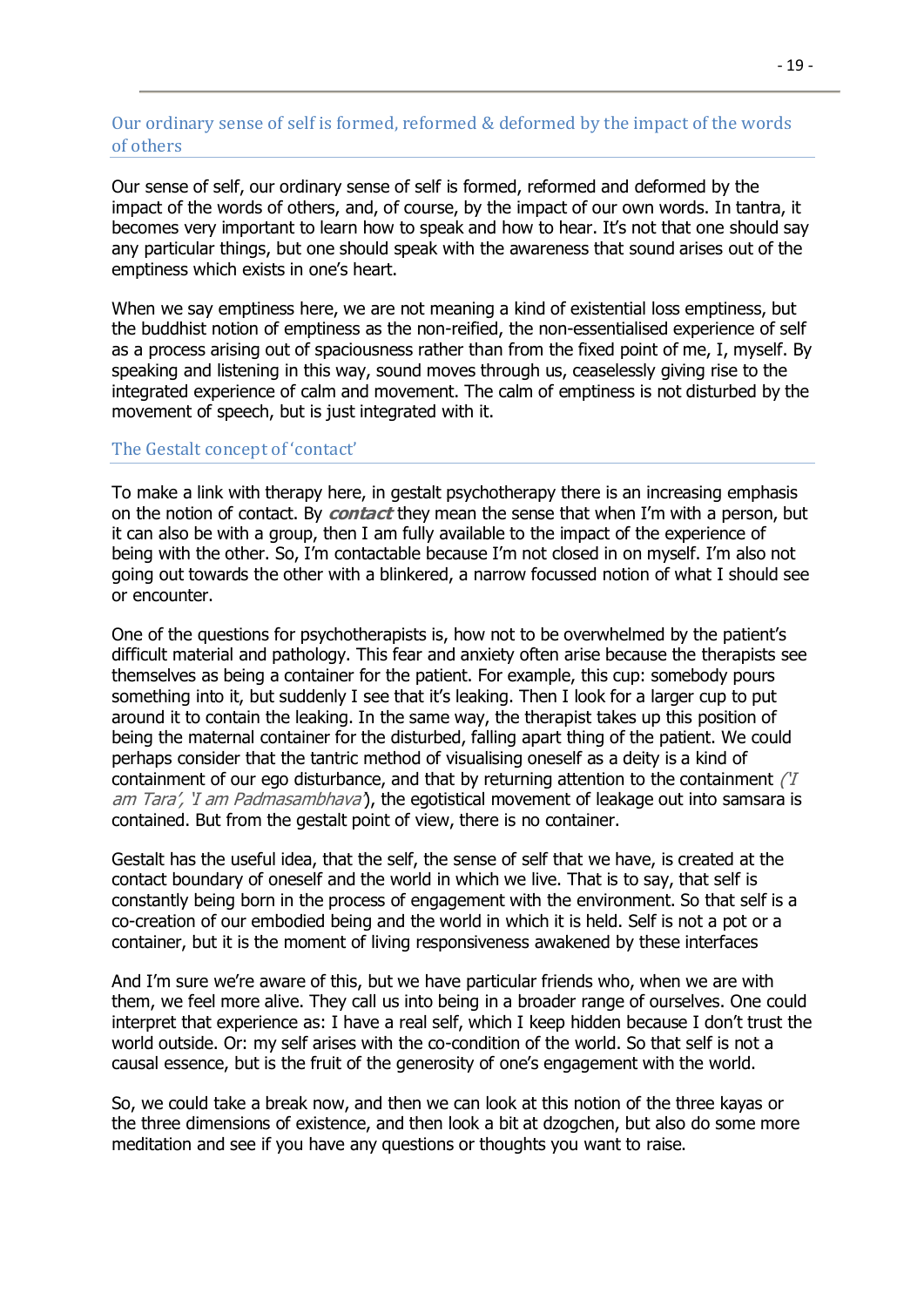## Our ordinary sense of self is formed, reformed & deformed by the impact of the words of others

Our sense of self, our ordinary sense of self is formed, reformed and deformed by the impact of the words of others, and, of course, by the impact of our own words. In tantra, it becomes very important to learn how to speak and how to hear. It's not that one should say any particular things, but one should speak with the awareness that sound arises out of the emptiness which exists in one's heart.

When we say emptiness here, we are not meaning a kind of existential loss emptiness, but the buddhist notion of emptiness as the non-reified, the non-essentialised experience of self as a process arising out of spaciousness rather than from the fixed point of me, I, myself. By speaking and listening in this way, sound moves through us, ceaselessly giving rise to the integrated experience of calm and movement. The calm of emptiness is not disturbed by the movement of speech, but is just integrated with it.

## The Gestalt concept of 'contact'

To make a link with therapy here, in gestalt psychotherapy there is an increasing emphasis on the notion of contact. By ***contact*** they mean the sense that when I'm with a person, but it can also be with a group, then I am fully available to the impact of the experience of being with the other. So, I'm contactable because I'm not closed in on myself. I'm also not going out towards the other with a blinkered, a narrow focussed notion of what I should see or encounter.

One of the questions for psychotherapists is, how not to be overwhelmed by the patient's difficult material and pathology. This fear and anxiety often arise because the therapists see themselves as being a container for the patient. For example, this cup: somebody pours something into it, but suddenly I see that it's leaking. Then I look for a larger cup to put around it to contain the leaking. In the same way, the therapist takes up this position of being the maternal container for the disturbed, falling apart thing of the patient. We could perhaps consider that the tantric method of visualising oneself as a deity is a kind of containment of our ego disturbance, and that by returning attention to the containment *('I am Tara', 'I am Padmasambhava')*, the egotistical movement of leakage out into samsara is contained. But from the gestalt point of view, there is no container.

Gestalt has the useful idea, that the self, the sense of self that we have, is created at the contact boundary of oneself and the world in which we live. That is to say, that self is constantly being born in the process of engagement with the environment. So that self is a co-creation of our embodied being and the world in which it is held. Self is not a pot or a container, but it is the moment of living responsiveness awakened by these interfaces

And I'm sure we're aware of this, but we have particular friends who, when we are with them, we feel more alive. They call us into being in a broader range of ourselves. One could interpret that experience as: I have a real self, which I keep hidden because I don't trust the world outside. Or: my self arises with the co-condition of the world. So that self is not a causal essence, but is the fruit of the generosity of one's engagement with the world.

So, we could take a break now, and then we can look at this notion of the three kayas or the three dimensions of existence, and then look a bit at dzogchen, but also do some more meditation and see if you have any questions or thoughts you want to raise.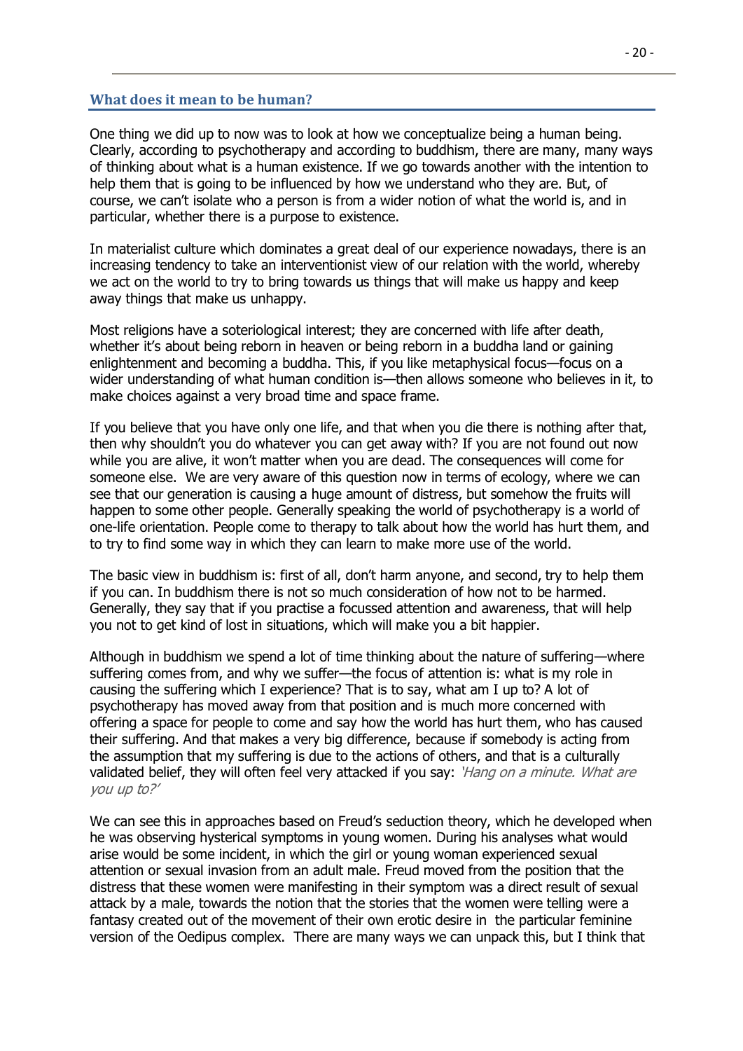## What does it mean to be human?

One thing we did up to now was to look at how we conceptualize being a human being. Clearly, according to psychotherapy and according to buddhism, there are many, many ways of thinking about what is a human existence. If we go towards another with the intention to help them that is going to be influenced by how we understand who they are. But, of course, we can't isolate who a person is from a wider notion of what the world is, and in particular, whether there is a purpose to existence.

In materialist culture which dominates a great deal of our experience nowadays, there is an increasing tendency to take an interventionist view of our relation with the world, whereby we act on the world to try to bring towards us things that will make us happy and keep away things that make us unhappy.

Most religions have a soteriological interest; they are concerned with life after death, whether it's about being reborn in heaven or being reborn in a buddha land or gaining enlightenment and becoming a buddha. This, if you like metaphysical focus—focus on a wider understanding of what human condition is—then allows someone who believes in it, to make choices against a very broad time and space frame.

If you believe that you have only one life, and that when you die there is nothing after that, then why shouldn't you do whatever you can get away with? If you are not found out now while you are alive, it won't matter when you are dead. The consequences will come for someone else. We are very aware of this question now in terms of ecology, where we can see that our generation is causing a huge amount of distress, but somehow the fruits will happen to some other people. Generally speaking the world of psychotherapy is a world of one-life orientation. People come to therapy to talk about how the world has hurt them, and to try to find some way in which they can learn to make more use of the world.

The basic view in buddhism is: first of all, don't harm anyone, and second, try to help them if you can. In buddhism there is not so much consideration of how not to be harmed. Generally, they say that if you practise a focussed attention and awareness, that will help you not to get kind of lost in situations, which will make you a bit happier.

Although in buddhism we spend a lot of time thinking about the nature of suffering—where suffering comes from, and why we suffer—the focus of attention is: what is my role in causing the suffering which I experience? That is to say, what am I up to? A lot of psychotherapy has moved away from that position and is much more concerned with offering a space for people to come and say how the world has hurt them, who has caused their suffering. And that makes a very big difference, because if somebody is acting from the assumption that my suffering is due to the actions of others, and that is a culturally validated belief, they will often feel very attacked if you say: *'Hang on a minute. What are you up to?'*

We can see this in approaches based on Freud's seduction theory, which he developed when he was observing hysterical symptoms in young women. During his analyses what would arise would be some incident, in which the girl or young woman experienced sexual attention or sexual invasion from an adult male. Freud moved from the position that the distress that these women were manifesting in their symptom was a direct result of sexual attack by a male, towards the notion that the stories that the women were telling were a fantasy created out of the movement of their own erotic desire in the particular feminine version of the Oedipus complex. There are many ways we can unpack this, but I think that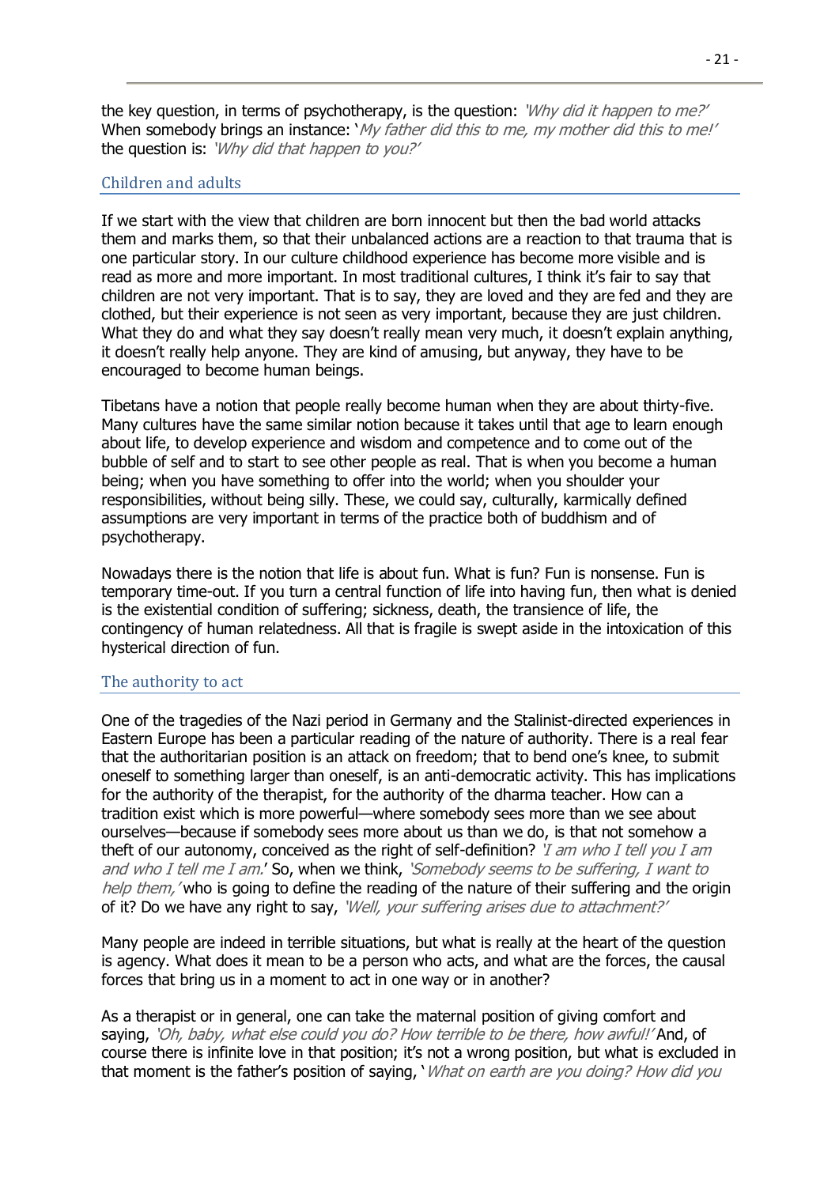the key question, in terms of psychotherapy, is the question: *'Why did it happen to me?'* When somebody brings an instance: '*My father did this to me, my mother did this to me!'* the question is: *'Why did that happen to you?'*

## Children and adults

If we start with the view that children are born innocent but then the bad world attacks them and marks them, so that their unbalanced actions are a reaction to that trauma that is one particular story. In our culture childhood experience has become more visible and is read as more and more important. In most traditional cultures, I think it's fair to say that children are not very important. That is to say, they are loved and they are fed and they are clothed, but their experience is not seen as very important, because they are just children. What they do and what they say doesn't really mean very much, it doesn't explain anything, it doesn't really help anyone. They are kind of amusing, but anyway, they have to be encouraged to become human beings.

Tibetans have a notion that people really become human when they are about thirty-five. Many cultures have the same similar notion because it takes until that age to learn enough about life, to develop experience and wisdom and competence and to come out of the bubble of self and to start to see other people as real. That is when you become a human being; when you have something to offer into the world; when you shoulder your responsibilities, without being silly. These, we could say, culturally, karmically defined assumptions are very important in terms of the practice both of buddhism and of psychotherapy.

Nowadays there is the notion that life is about fun. What is fun? Fun is nonsense. Fun is temporary time-out. If you turn a central function of life into having fun, then what is denied is the existential condition of suffering; sickness, death, the transience of life, the contingency of human relatedness. All that is fragile is swept aside in the intoxication of this hysterical direction of fun.

## The authority to act

One of the tragedies of the Nazi period in Germany and the Stalinist-directed experiences in Eastern Europe has been a particular reading of the nature of authority. There is a real fear that the authoritarian position is an attack on freedom; that to bend one's knee, to submit oneself to something larger than oneself, is an anti-democratic activity. This has implications for the authority of the therapist, for the authority of the dharma teacher. How can a tradition exist which is more powerful—where somebody sees more than we see about ourselves—because if somebody sees more about us than we do, is that not somehow a theft of our autonomy, conceived as the right of self-definition? *'I am who I tell you I am and who I tell me I am.'* So, when we think, *'Somebody seems to be suffering, I want to help them,'* who is going to define the reading of the nature of their suffering and the origin of it? Do we have any right to say, *'Well, your suffering arises due to attachment?'*

Many people are indeed in terrible situations, but what is really at the heart of the question is agency. What does it mean to be a person who acts, and what are the forces, the causal forces that bring us in a moment to act in one way or in another?

As a therapist or in general, one can take the maternal position of giving comfort and saying, *'Oh, baby, what else could you do? How terrible to be there, how awful!'* And, of course there is infinite love in that position; it's not a wrong position, but what is excluded in that moment is the father's position of saying, '*What on earth are you doing? How did you*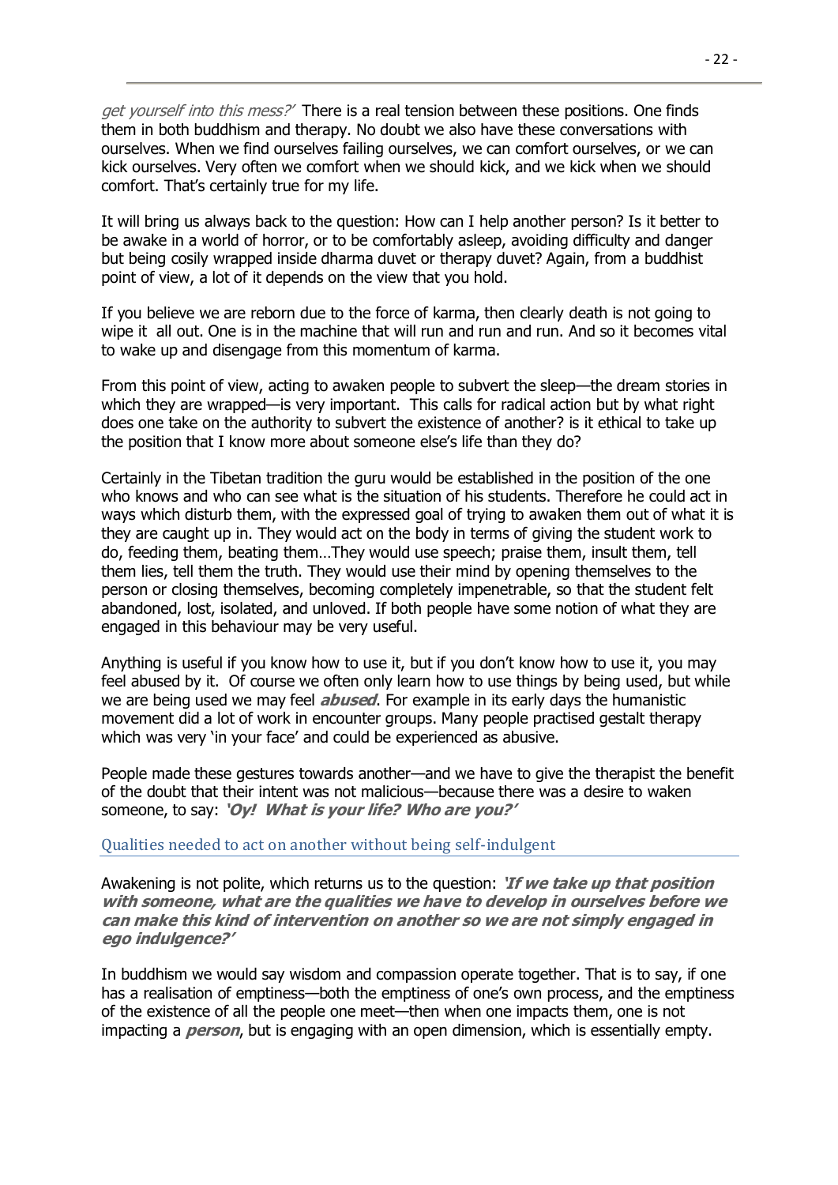*get yourself into this mess?'* There is a real tension between these positions. One finds them in both buddhism and therapy. No doubt we also have these conversations with ourselves. When we find ourselves failing ourselves, we can comfort ourselves, or we can kick ourselves. Very often we comfort when we should kick, and we kick when we should comfort. That's certainly true for my life.

It will bring us always back to the question: How can I help another person? Is it better to be awake in a world of horror, or to be comfortably asleep, avoiding difficulty and danger but being cosily wrapped inside dharma duvet or therapy duvet? Again, from a buddhist point of view, a lot of it depends on the view that you hold.

If you believe we are reborn due to the force of karma, then clearly death is not going to wipe it all out. One is in the machine that will run and run and run. And so it becomes vital to wake up and disengage from this momentum of karma.

From this point of view, acting to awaken people to subvert the sleep—the dream stories in which they are wrapped—is very important. This calls for radical action but by what right does one take on the authority to subvert the existence of another? is it ethical to take up the position that I know more about someone else's life than they do?

Certainly in the Tibetan tradition the guru would be established in the position of the one who knows and who can see what is the situation of his students. Therefore he could act in ways which disturb them, with the expressed goal of trying to awaken them out of what it is they are caught up in. They would act on the body in terms of giving the student work to do, feeding them, beating them…They would use speech; praise them, insult them, tell them lies, tell them the truth. They would use their mind by opening themselves to the person or closing themselves, becoming completely impenetrable, so that the student felt abandoned, lost, isolated, and unloved. If both people have some notion of what they are engaged in this behaviour may be very useful.

Anything is useful if you know how to use it, but if you don't know how to use it, you may feel abused by it. Of course we often only learn how to use things by being used, but while we are being used we may feel ***abused***. For example in its early days the humanistic movement did a lot of work in encounter groups. Many people practised gestalt therapy which was very 'in your face' and could be experienced as abusive.

People made these gestures towards another—and we have to give the therapist the benefit of the doubt that their intent was not malicious—because there was a desire to waken someone, to say: ***'Oy! What is your life? Who are you?'***

## Qualities needed to act on another without being self-indulgent

Awakening is not polite, which returns us to the question: ***'If we take up that position with someone, what are the qualities we have to develop in ourselves before we can make this kind of intervention on another so we are not simply engaged in ego indulgence?'***

In buddhism we would say wisdom and compassion operate together. That is to say, if one has a realisation of emptiness—both the emptiness of one's own process, and the emptiness of the existence of all the people one meet—then when one impacts them, one is not impacting a ***person***, but is engaging with an open dimension, which is essentially empty.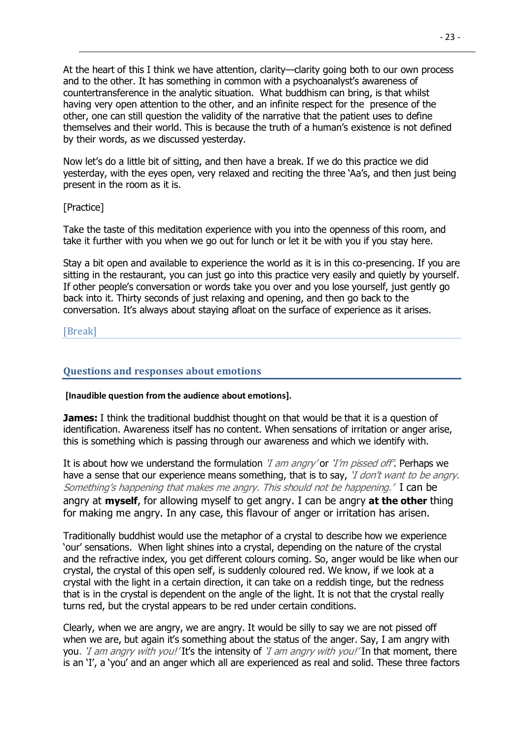At the heart of this I think we have attention, clarity—clarity going both to our own process and to the other. It has something in common with a psychoanalyst's awareness of countertransference in the analytic situation. What buddhism can bring, is that whilst having very open attention to the other, and an infinite respect for the presence of the other, one can still question the validity of the narrative that the patient uses to define themselves and their world. This is because the truth of a human's existence is not defined by their words, as we discussed yesterday.

Now let's do a little bit of sitting, and then have a break. If we do this practice we did yesterday, with the eyes open, very relaxed and reciting the three 'Aa's, and then just being present in the room as it is.

[Practice]

Take the taste of this meditation experience with you into the openness of this room, and take it further with you when we go out for lunch or let it be with you if you stay here.

Stay a bit open and available to experience the world as it is in this co-presencing. If you are sitting in the restaurant, you can just go into this practice very easily and quietly by yourself. If other people's conversation or words take you over and you lose yourself, just gently go back into it. Thirty seconds of just relaxing and opening, and then go back to the conversation. It's always about staying afloat on the surface of experience as it arises.

[Break]

## Questions and responses about emotions

**[Inaudible question from the audience about emotions].**

**James:** I think the traditional buddhist thought on that would be that it is a question of identification. Awareness itself has no content. When sensations of irritation or anger arise, this is something which is passing through our awareness and which we identify with.

It is about how we understand the formulation *'I am angry'* or *'I'm pissed off'*. Perhaps we have a sense that our experience means something, that is to say, *'I don't want to be angry. Something's happening that makes me angry. This should not be happening.'* I can be angry at **myself**, for allowing myself to get angry. I can be angry **at the other** thing for making me angry. In any case, this flavour of anger or irritation has arisen.

Traditionally buddhist would use the metaphor of a crystal to describe how we experience 'our' sensations. When light shines into a crystal, depending on the nature of the crystal and the refractive index, you get different colours coming. So, anger would be like when our crystal, the crystal of this open self, is suddenly coloured red. We know, if we look at a crystal with the light in a certain direction, it can take on a reddish tinge, but the redness that is in the crystal is dependent on the angle of the light. It is not that the crystal really turns red, but the crystal appears to be red under certain conditions.

Clearly, when we are angry, we are angry. It would be silly to say we are not pissed off when we are, but again it's something about the status of the anger. Say, I am angry with you. *'I am angry with you!'* It's the intensity of *'I am angry with you!'* In that moment, there is an 'I', a 'you' and an anger which all are experienced as real and solid. These three factors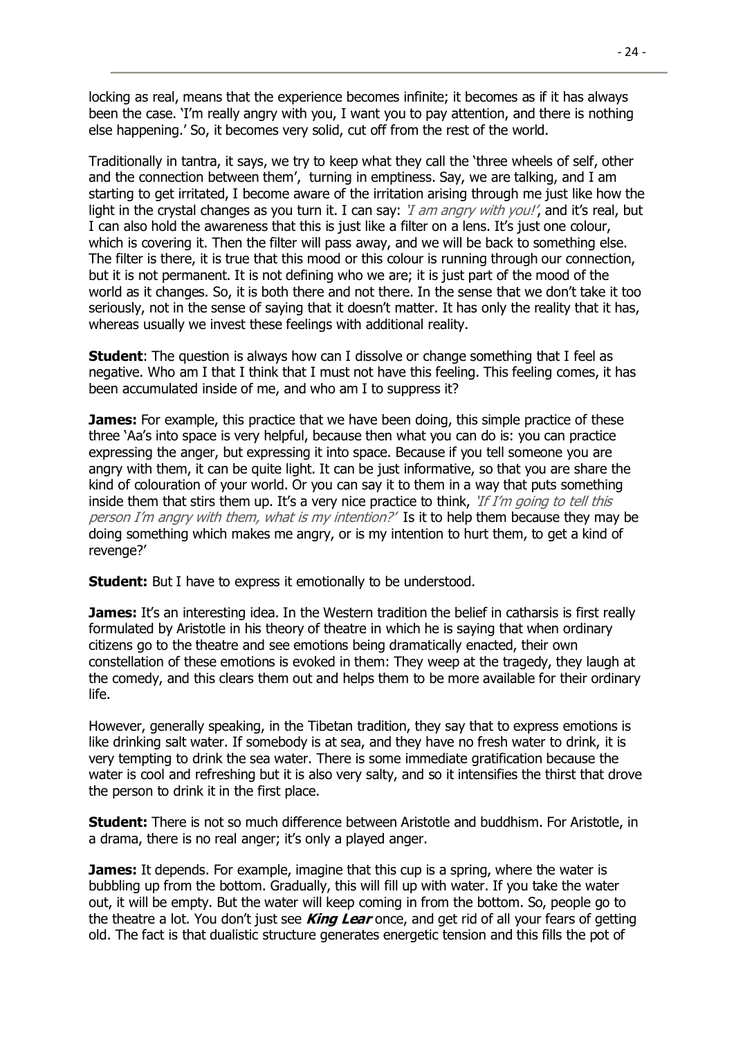locking as real, means that the experience becomes infinite; it becomes as if it has always been the case. 'I'm really angry with you, I want you to pay attention, and there is nothing else happening.' So, it becomes very solid, cut off from the rest of the world.

Traditionally in tantra, it says, we try to keep what they call the 'three wheels of self, other and the connection between them', turning in emptiness. Say, we are talking, and I am starting to get irritated, I become aware of the irritation arising through me just like how the light in the crystal changes as you turn it. I can say: *'I am angry with you!'*, and it's real, but I can also hold the awareness that this is just like a filter on a lens. It's just one colour, which is covering it. Then the filter will pass away, and we will be back to something else. The filter is there, it is true that this mood or this colour is running through our connection, but it is not permanent. It is not defining who we are; it is just part of the mood of the world as it changes. So, it is both there and not there. In the sense that we don't take it too seriously, not in the sense of saying that it doesn't matter. It has only the reality that it has, whereas usually we invest these feelings with additional reality.

**Student**: The question is always how can I dissolve or change something that I feel as negative. Who am I that I think that I must not have this feeling. This feeling comes, it has been accumulated inside of me, and who am I to suppress it?

**James:** For example, this practice that we have been doing, this simple practice of these three 'Aa's into space is very helpful, because then what you can do is: you can practice expressing the anger, but expressing it into space. Because if you tell someone you are angry with them, it can be quite light. It can be just informative, so that you are share the kind of colouration of your world. Or you can say it to them in a way that puts something inside them that stirs them up. It's a very nice practice to think, *'If I'm going to tell this person I'm angry with them, what is my intention?'* Is it to help them because they may be doing something which makes me angry, or is my intention to hurt them, to get a kind of revenge?'

**Student:** But I have to express it emotionally to be understood.

**James:** It's an interesting idea. In the Western tradition the belief in catharsis is first really formulated by Aristotle in his theory of theatre in which he is saying that when ordinary citizens go to the theatre and see emotions being dramatically enacted, their own constellation of these emotions is evoked in them: They weep at the tragedy, they laugh at the comedy, and this clears them out and helps them to be more available for their ordinary life.

However, generally speaking, in the Tibetan tradition, they say that to express emotions is like drinking salt water. If somebody is at sea, and they have no fresh water to drink, it is very tempting to drink the sea water. There is some immediate gratification because the water is cool and refreshing but it is also very salty, and so it intensifies the thirst that drove the person to drink it in the first place.

**Student:** There is not so much difference between Aristotle and buddhism. For Aristotle, in a drama, there is no real anger; it's only a played anger.

**James:** It depends. For example, imagine that this cup is a spring, where the water is bubbling up from the bottom. Gradually, this will fill up with water. If you take the water out, it will be empty. But the water will keep coming in from the bottom. So, people go to the theatre a lot. You don't just see ***King Lear*** once, and get rid of all your fears of getting old. The fact is that dualistic structure generates energetic tension and this fills the pot of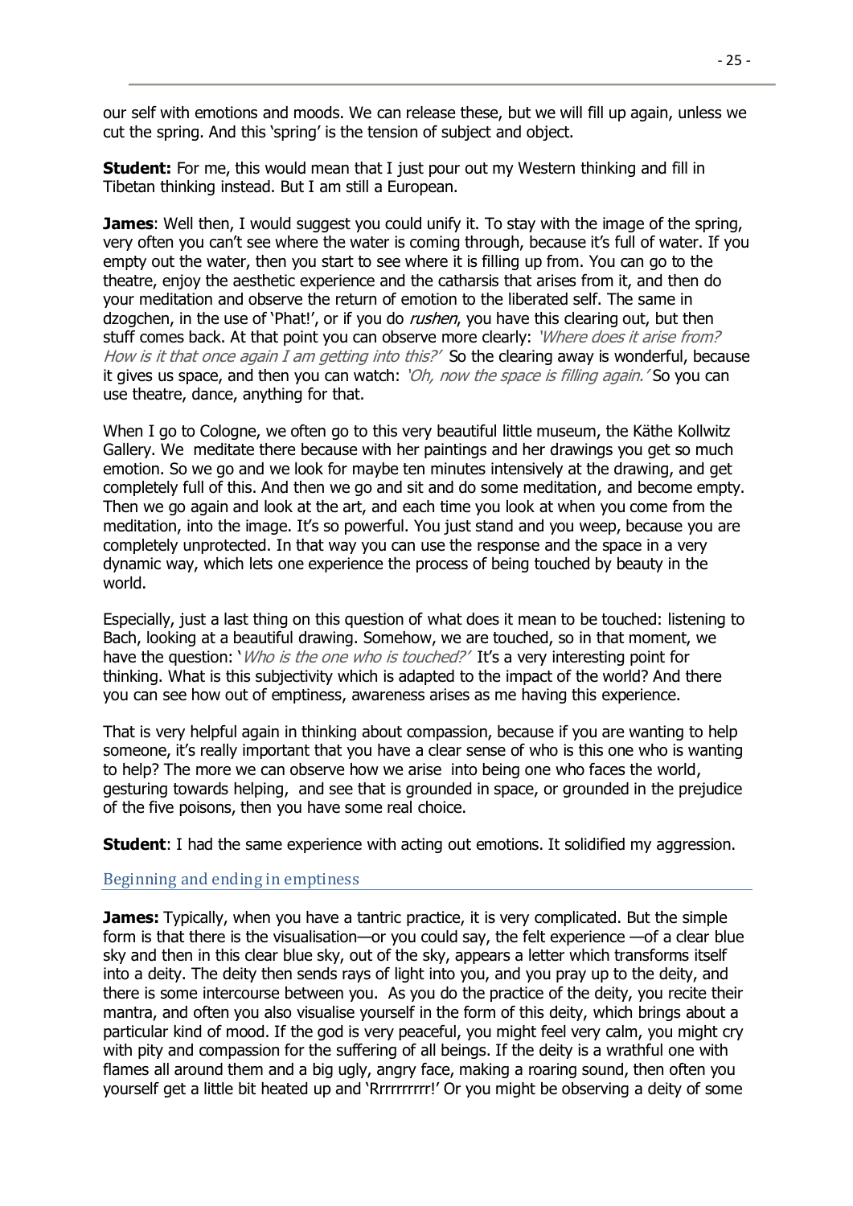our self with emotions and moods. We can release these, but we will fill up again, unless we cut the spring. And this 'spring' is the tension of subject and object.

**Student:** For me, this would mean that I just pour out my Western thinking and fill in Tibetan thinking instead. But I am still a European.

**James**: Well then, I would suggest you could unify it. To stay with the image of the spring, very often you can't see where the water is coming through, because it's full of water. If you empty out the water, then you start to see where it is filling up from. You can go to the theatre, enjoy the aesthetic experience and the catharsis that arises from it, and then do your meditation and observe the return of emotion to the liberated self. The same in dzogchen, in the use of 'Phat!', or if you do *rushen*, you have this clearing out, but then stuff comes back. At that point you can observe more clearly: *'Where does it arise from? How is it that once again I am getting into this?'* So the clearing away is wonderful, because it gives us space, and then you can watch: *'Oh, now the space is filling again.'* So you can use theatre, dance, anything for that.

When I go to Cologne, we often go to this very beautiful little museum, the Käthe Kollwitz Gallery. We meditate there because with her paintings and her drawings you get so much emotion. So we go and we look for maybe ten minutes intensively at the drawing, and get completely full of this. And then we go and sit and do some meditation, and become empty. Then we go again and look at the art, and each time you look at when you come from the meditation, into the image. It's so powerful. You just stand and you weep, because you are completely unprotected. In that way you can use the response and the space in a very dynamic way, which lets one experience the process of being touched by beauty in the world.

Especially, just a last thing on this question of what does it mean to be touched: listening to Bach, looking at a beautiful drawing. Somehow, we are touched, so in that moment, we have the question: '*Who is the one who is touched?'* It's a very interesting point for thinking. What is this subjectivity which is adapted to the impact of the world? And there you can see how out of emptiness, awareness arises as me having this experience.

That is very helpful again in thinking about compassion, because if you are wanting to help someone, it's really important that you have a clear sense of who is this one who is wanting to help? The more we can observe how we arise into being one who faces the world, gesturing towards helping, and see that is grounded in space, or grounded in the prejudice of the five poisons, then you have some real choice.

**Student**: I had the same experience with acting out emotions. It solidified my aggression.

### Beginning and ending in emptiness

**James:** Typically, when you have a tantric practice, it is very complicated. But the simple form is that there is the visualisation—or you could say, the felt experience —of a clear blue sky and then in this clear blue sky, out of the sky, appears a letter which transforms itself into a deity. The deity then sends rays of light into you, and you pray up to the deity, and there is some intercourse between you. As you do the practice of the deity, you recite their mantra, and often you also visualise yourself in the form of this deity, which brings about a particular kind of mood. If the god is very peaceful, you might feel very calm, you might cry with pity and compassion for the suffering of all beings. If the deity is a wrathful one with flames all around them and a big ugly, angry face, making a roaring sound, then often you yourself get a little bit heated up and 'Rrrrrrrrrr!' Or you might be observing a deity of some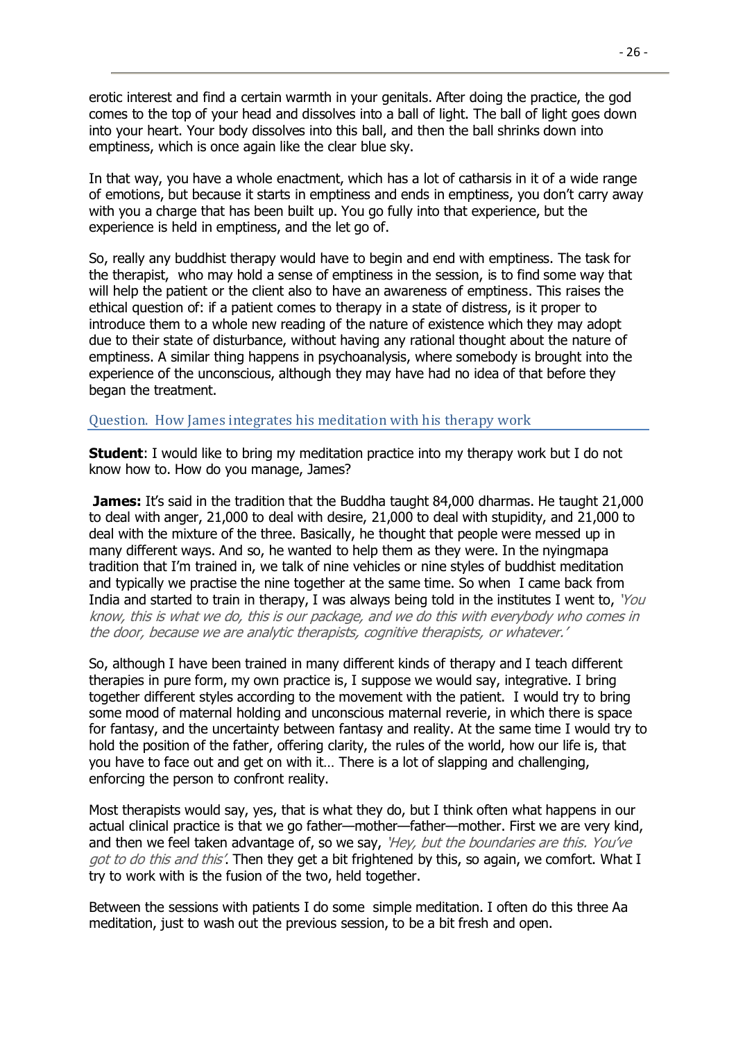erotic interest and find a certain warmth in your genitals. After doing the practice, the god comes to the top of your head and dissolves into a ball of light. The ball of light goes down into your heart. Your body dissolves into this ball, and then the ball shrinks down into emptiness, which is once again like the clear blue sky.

In that way, you have a whole enactment, which has a lot of catharsis in it of a wide range of emotions, but because it starts in emptiness and ends in emptiness, you don't carry away with you a charge that has been built up. You go fully into that experience, but the experience is held in emptiness, and the let go of.

So, really any buddhist therapy would have to begin and end with emptiness. The task for the therapist, who may hold a sense of emptiness in the session, is to find some way that will help the patient or the client also to have an awareness of emptiness. This raises the ethical question of: if a patient comes to therapy in a state of distress, is it proper to introduce them to a whole new reading of the nature of existence which they may adopt due to their state of disturbance, without having any rational thought about the nature of emptiness. A similar thing happens in psychoanalysis, where somebody is brought into the experience of the unconscious, although they may have had no idea of that before they began the treatment.

## Question. How James integrates his meditation with his therapy work

**Student**: I would like to bring my meditation practice into my therapy work but I do not know how to. How do you manage, James?

**James:** It's said in the tradition that the Buddha taught 84,000 dharmas. He taught 21,000 to deal with anger, 21,000 to deal with desire, 21,000 to deal with stupidity, and 21,000 to deal with the mixture of the three. Basically, he thought that people were messed up in many different ways. And so, he wanted to help them as they were. In the nyingmapa tradition that I'm trained in, we talk of nine vehicles or nine styles of buddhist meditation and typically we practise the nine together at the same time. So when I came back from India and started to train in therapy, I was always being told in the institutes I went to, *'You know, this is what we do, this is our package, and we do this with everybody who comes in the door, because we are analytic therapists, cognitive therapists, or whatever.'*

So, although I have been trained in many different kinds of therapy and I teach different therapies in pure form, my own practice is, I suppose we would say, integrative. I bring together different styles according to the movement with the patient. I would try to bring some mood of maternal holding and unconscious maternal reverie, in which there is space for fantasy, and the uncertainty between fantasy and reality. At the same time I would try to hold the position of the father, offering clarity, the rules of the world, how our life is, that you have to face out and get on with it… There is a lot of slapping and challenging, enforcing the person to confront reality.

Most therapists would say, yes, that is what they do, but I think often what happens in our actual clinical practice is that we go father—mother—father—mother. First we are very kind, and then we feel taken advantage of, so we say, *'Hey, but the boundaries are this. You've got to do this and this'*. Then they get a bit frightened by this, so again, we comfort. What I try to work with is the fusion of the two, held together.

Between the sessions with patients I do some simple meditation. I often do this three Aa meditation, just to wash out the previous session, to be a bit fresh and open.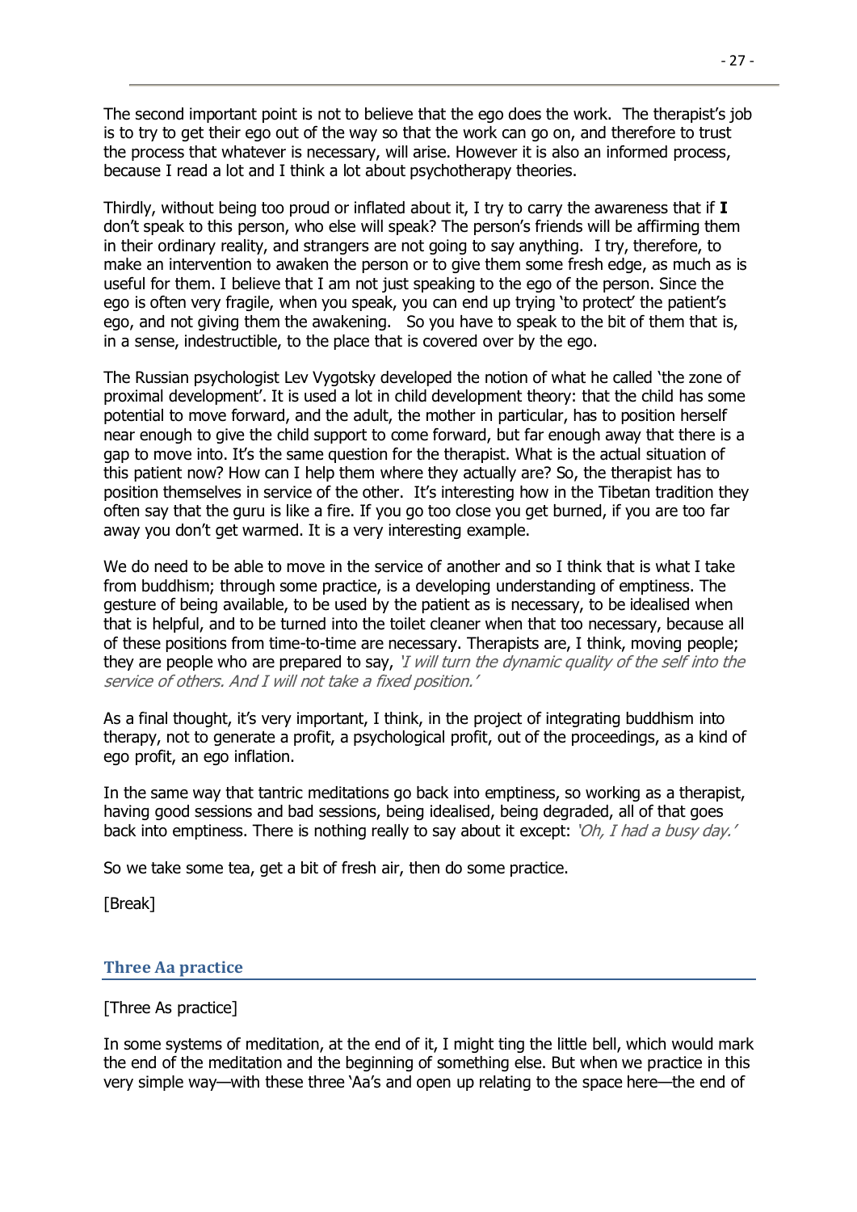The second important point is not to believe that the ego does the work. The therapist's job is to try to get their ego out of the way so that the work can go on, and therefore to trust the process that whatever is necessary, will arise. However it is also an informed process, because I read a lot and I think a lot about psychotherapy theories.

Thirdly, without being too proud or inflated about it, I try to carry the awareness that if **I** don't speak to this person, who else will speak? The person's friends will be affirming them in their ordinary reality, and strangers are not going to say anything. I try, therefore, to make an intervention to awaken the person or to give them some fresh edge, as much as is useful for them. I believe that I am not just speaking to the ego of the person. Since the ego is often very fragile, when you speak, you can end up trying 'to protect' the patient's ego, and not giving them the awakening. So you have to speak to the bit of them that is, in a sense, indestructible, to the place that is covered over by the ego.

The Russian psychologist Lev Vygotsky developed the notion of what he called 'the zone of proximal development'. It is used a lot in child development theory: that the child has some potential to move forward, and the adult, the mother in particular, has to position herself near enough to give the child support to come forward, but far enough away that there is a gap to move into. It's the same question for the therapist. What is the actual situation of this patient now? How can I help them where they actually are? So, the therapist has to position themselves in service of the other. It's interesting how in the Tibetan tradition they often say that the guru is like a fire. If you go too close you get burned, if you are too far away you don't get warmed. It is a very interesting example.

We do need to be able to move in the service of another and so I think that is what I take from buddhism; through some practice, is a developing understanding of emptiness. The gesture of being available, to be used by the patient as is necessary, to be idealised when that is helpful, and to be turned into the toilet cleaner when that too necessary, because all of these positions from time-to-time are necessary. Therapists are, I think, moving people; they are people who are prepared to say, *'I will turn the dynamic quality of the self into the service of others. And I will not take a fixed position.'*

As a final thought, it's very important, I think, in the project of integrating buddhism into therapy, not to generate a profit, a psychological profit, out of the proceedings, as a kind of ego profit, an ego inflation.

In the same way that tantric meditations go back into emptiness, so working as a therapist, having good sessions and bad sessions, being idealised, being degraded, all of that goes back into emptiness. There is nothing really to say about it except: *'Oh, I had a busy day.'*

So we take some tea, get a bit of fresh air, then do some practice.

[Break]

## Three Aa practice

[Three As practice]

In some systems of meditation, at the end of it, I might ting the little bell, which would mark the end of the meditation and the beginning of something else. But when we practice in this very simple way—with these three 'Aa's and open up relating to the space here—the end of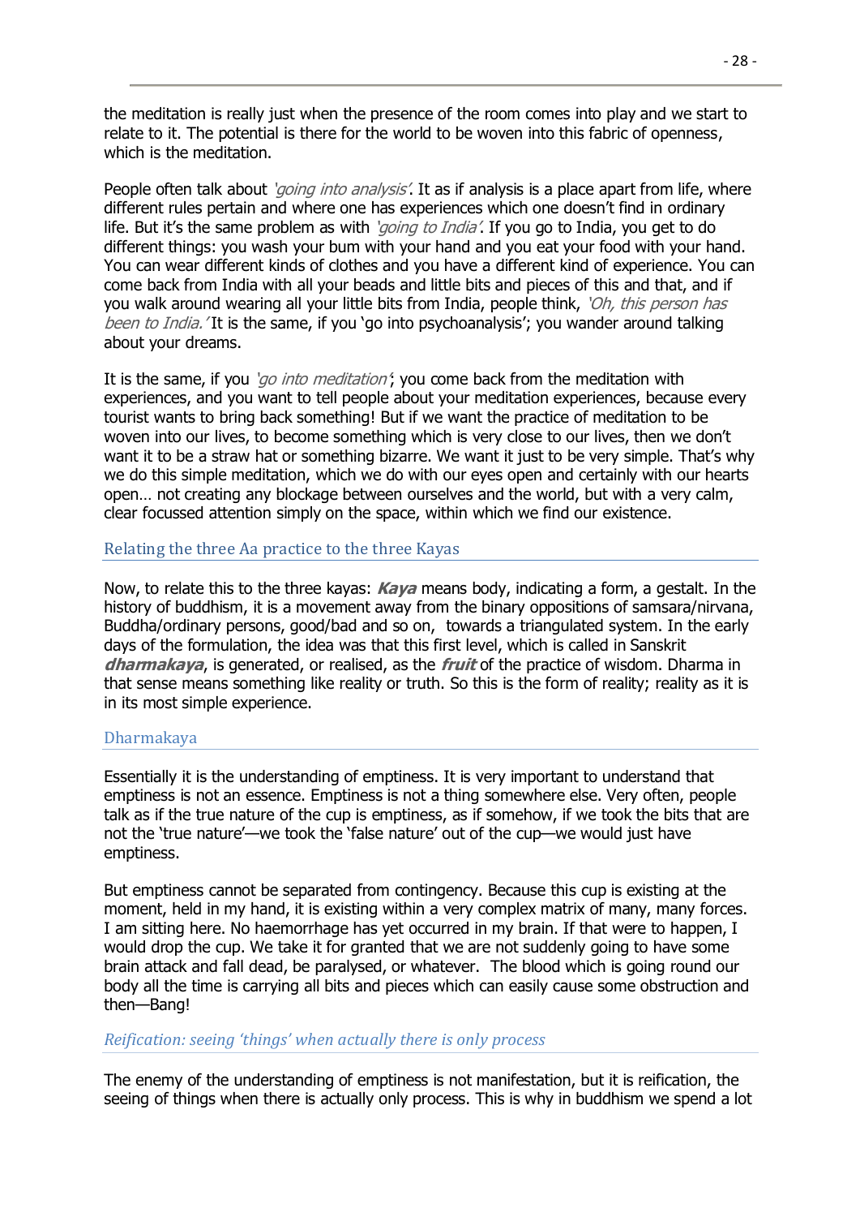the meditation is really just when the presence of the room comes into play and we start to relate to it. The potential is there for the world to be woven into this fabric of openness, which is the meditation.

People often talk about *'going into analysis'*. It as if analysis is a place apart from life, where different rules pertain and where one has experiences which one doesn't find in ordinary life. But it's the same problem as with *'going to India'*. If you go to India, you get to do different things: you wash your bum with your hand and you eat your food with your hand. You can wear different kinds of clothes and you have a different kind of experience. You can come back from India with all your beads and little bits and pieces of this and that, and if you walk around wearing all your little bits from India, people think, *'Oh, this person has been to India.'* It is the same, if you 'go into psychoanalysis'; you wander around talking about your dreams.

It is the same, if you *'go into meditation'*; you come back from the meditation with experiences, and you want to tell people about your meditation experiences, because every tourist wants to bring back something! But if we want the practice of meditation to be woven into our lives, to become something which is very close to our lives, then we don't want it to be a straw hat or something bizarre. We want it just to be very simple. That's why we do this simple meditation, which we do with our eyes open and certainly with our hearts open… not creating any blockage between ourselves and the world, but with a very calm, clear focussed attention simply on the space, within which we find our existence.

## Relating the three Aa practice to the three Kayas

Now, to relate this to the three kayas: ***Kaya*** means body, indicating a form, a gestalt. In the history of buddhism, it is a movement away from the binary oppositions of samsara/nirvana, Buddha/ordinary persons, good/bad and so on, towards a triangulated system. In the early days of the formulation, the idea was that this first level, which is called in Sanskrit ***dharmakaya***, is generated, or realised, as the ***fruit*** of the practice of wisdom. Dharma in that sense means something like reality or truth. So this is the form of reality; reality as it is in its most simple experience.

### Dharmakaya

Essentially it is the understanding of emptiness. It is very important to understand that emptiness is not an essence. Emptiness is not a thing somewhere else. Very often, people talk as if the true nature of the cup is emptiness, as if somehow, if we took the bits that are not the 'true nature'—we took the 'false nature' out of the cup—we would just have emptiness.

But emptiness cannot be separated from contingency. Because this cup is existing at the moment, held in my hand, it is existing within a very complex matrix of many, many forces. I am sitting here. No haemorrhage has yet occurred in my brain. If that were to happen, I would drop the cup. We take it for granted that we are not suddenly going to have some brain attack and fall dead, be paralysed, or whatever. The blood which is going round our body all the time is carrying all bits and pieces which can easily cause some obstruction and then—Bang!

### *Reification: seeing 'things' when actually there is only process*

The enemy of the understanding of emptiness is not manifestation, but it is reification, the seeing of things when there is actually only process. This is why in buddhism we spend a lot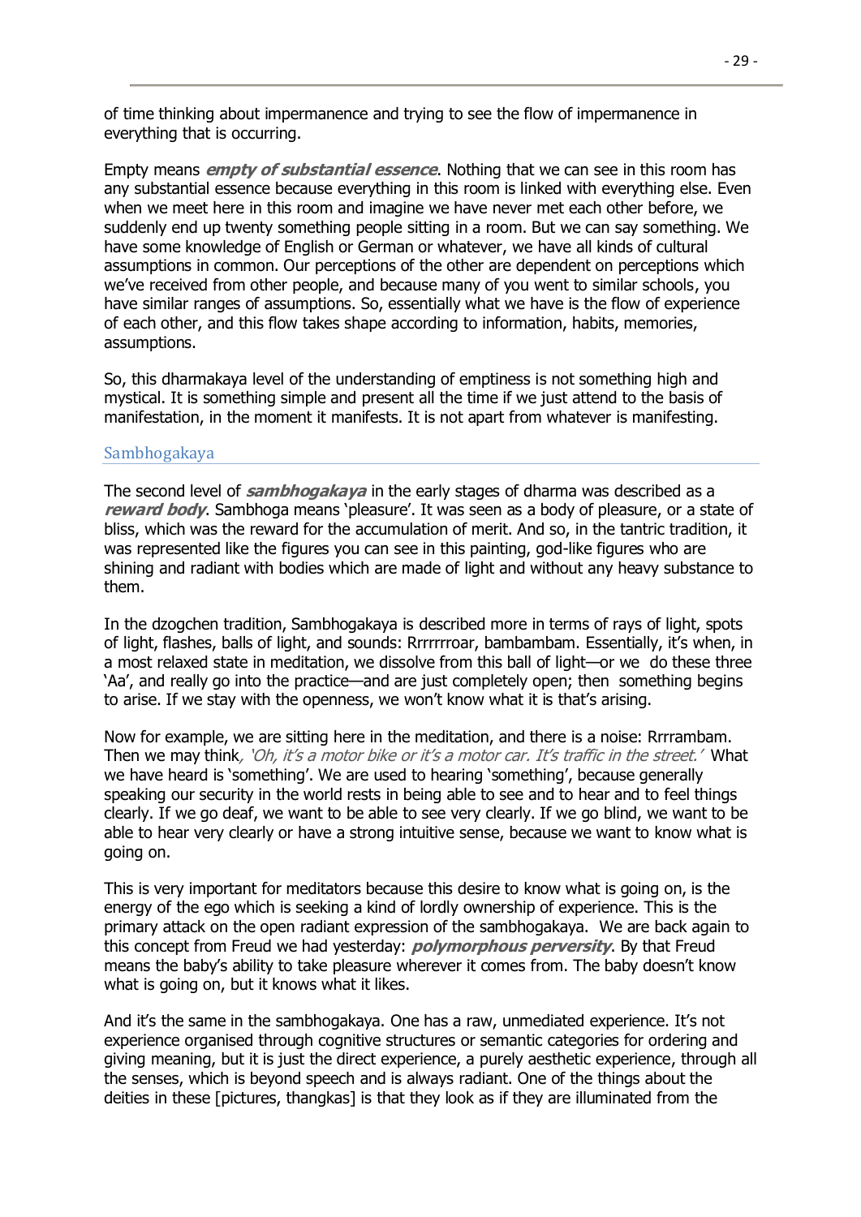of time thinking about impermanence and trying to see the flow of impermanence in everything that is occurring.

Empty means ***empty of substantial essence***. Nothing that we can see in this room has any substantial essence because everything in this room is linked with everything else. Even when we meet here in this room and imagine we have never met each other before, we suddenly end up twenty something people sitting in a room. But we can say something. We have some knowledge of English or German or whatever, we have all kinds of cultural assumptions in common. Our perceptions of the other are dependent on perceptions which we've received from other people, and because many of you went to similar schools, you have similar ranges of assumptions. So, essentially what we have is the flow of experience of each other, and this flow takes shape according to information, habits, memories, assumptions.

So, this dharmakaya level of the understanding of emptiness is not something high and mystical. It is something simple and present all the time if we just attend to the basis of manifestation, in the moment it manifests. It is not apart from whatever is manifesting.

## Sambhogakaya

The second level of ***sambhogakaya*** in the early stages of dharma was described as a ***reward body***. Sambhoga means 'pleasure'. It was seen as a body of pleasure, or a state of bliss, which was the reward for the accumulation of merit. And so, in the tantric tradition, it was represented like the figures you can see in this painting, god-like figures who are shining and radiant with bodies which are made of light and without any heavy substance to them.

In the dzogchen tradition, Sambhogakaya is described more in terms of rays of light, spots of light, flashes, balls of light, and sounds: Rrrrrrroar, bambambam. Essentially, it's when, in a most relaxed state in meditation, we dissolve from this ball of light—or we do these three 'Aa', and really go into the practice—and are just completely open; then something begins to arise. If we stay with the openness, we won't know what it is that's arising.

Now for example, we are sitting here in the meditation, and there is a noise: Rrrrambam. Then we may think*, 'Oh, it's a motor bike or it's a motor car. It's traffic in the street.'* What we have heard is 'something'. We are used to hearing 'something', because generally speaking our security in the world rests in being able to see and to hear and to feel things clearly. If we go deaf, we want to be able to see very clearly. If we go blind, we want to be able to hear very clearly or have a strong intuitive sense, because we want to know what is going on.

This is very important for meditators because this desire to know what is going on, is the energy of the ego which is seeking a kind of lordly ownership of experience. This is the primary attack on the open radiant expression of the sambhogakaya. We are back again to this concept from Freud we had yesterday: ***polymorphous perversity***. By that Freud means the baby's ability to take pleasure wherever it comes from. The baby doesn't know what is going on, but it knows what it likes.

And it's the same in the sambhogakaya. One has a raw, unmediated experience. It's not experience organised through cognitive structures or semantic categories for ordering and giving meaning, but it is just the direct experience, a purely aesthetic experience, through all the senses, which is beyond speech and is always radiant. One of the things about the deities in these [pictures, thangkas] is that they look as if they are illuminated from the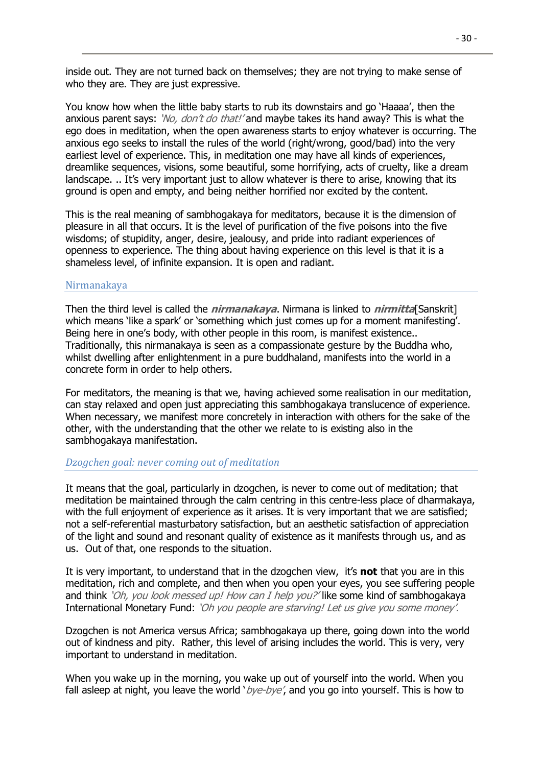inside out. They are not turned back on themselves; they are not trying to make sense of who they are. They are just expressive.

You know how when the little baby starts to rub its downstairs and go 'Haaaa', then the anxious parent says: *'No, don't do that!'* and maybe takes its hand away? This is what the ego does in meditation, when the open awareness starts to enjoy whatever is occurring. The anxious ego seeks to install the rules of the world (right/wrong, good/bad) into the very earliest level of experience. This, in meditation one may have all kinds of experiences, dreamlike sequences, visions, some beautiful, some horrifying, acts of cruelty, like a dream landscape. .. It's very important just to allow whatever is there to arise, knowing that its ground is open and empty, and being neither horrified nor excited by the content.

This is the real meaning of sambhogakaya for meditators, because it is the dimension of pleasure in all that occurs. It is the level of purification of the five poisons into the five wisdoms; of stupidity, anger, desire, jealousy, and pride into radiant experiences of openness to experience. The thing about having experience on this level is that it is a shameless level, of infinite expansion. It is open and radiant.

## Nirmanakaya

Then the third level is called the ***nirmanakaya***. Nirmana is linked to ***nirmitta***[Sanskrit] which means 'like a spark' or 'something which just comes up for a moment manifesting'. Being here in one's body, with other people in this room, is manifest existence.. Traditionally, this nirmanakaya is seen as a compassionate gesture by the Buddha who, whilst dwelling after enlightenment in a pure buddhaland, manifests into the world in a concrete form in order to help others.

For meditators, the meaning is that we, having achieved some realisation in our meditation, can stay relaxed and open just appreciating this sambhogakaya translucence of experience. When necessary, we manifest more concretely in interaction with others for the sake of the other, with the understanding that the other we relate to is existing also in the sambhogakaya manifestation.

### *Dzogchen goal: never coming out of meditation*

It means that the goal, particularly in dzogchen, is never to come out of meditation; that meditation be maintained through the calm centring in this centre-less place of dharmakaya, with the full enjoyment of experience as it arises. It is very important that we are satisfied; not a self-referential masturbatory satisfaction, but an aesthetic satisfaction of appreciation of the light and sound and resonant quality of existence as it manifests through us, and as us. Out of that, one responds to the situation.

It is very important, to understand that in the dzogchen view, it's **not** that you are in this meditation, rich and complete, and then when you open your eyes, you see suffering people and think *'Oh, you look messed up! How can I help you?'* like some kind of sambhogakaya International Monetary Fund: *'Oh you people are starving! Let us give you some money'.*

Dzogchen is not America versus Africa; sambhogakaya up there, going down into the world out of kindness and pity. Rather, this level of arising includes the world. This is very, very important to understand in meditation.

When you wake up in the morning, you wake up out of yourself into the world. When you fall asleep at night, you leave the world '*bye-bye*', and you go into yourself. This is how to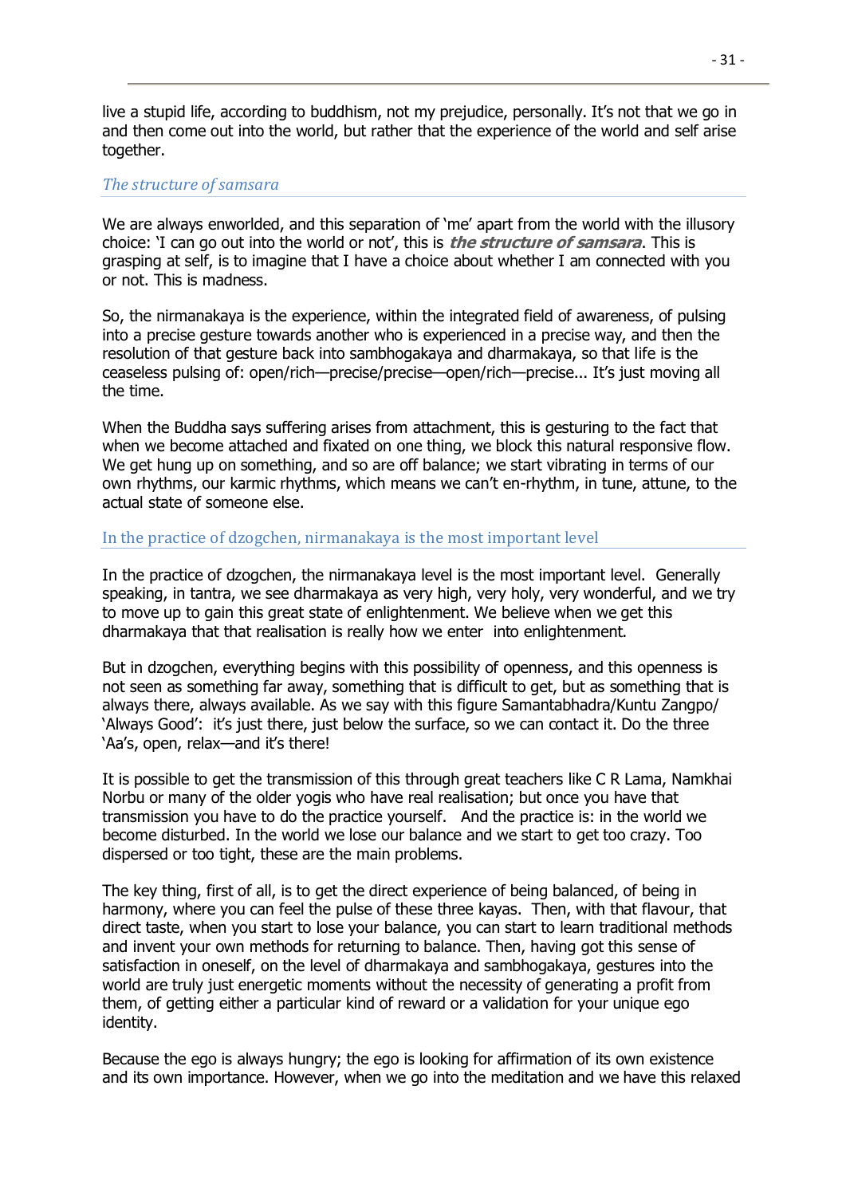live a stupid life, according to buddhism, not my prejudice, personally. It's not that we go in and then come out into the world, but rather that the experience of the world and self arise together.

### *The structure of samsara*

We are always enworlded, and this separation of 'me' apart from the world with the illusory choice: 'I can go out into the world or not', this is ***the structure of samsara***. This is grasping at self, is to imagine that I have a choice about whether I am connected with you or not. This is madness.

So, the nirmanakaya is the experience, within the integrated field of awareness, of pulsing into a precise gesture towards another who is experienced in a precise way, and then the resolution of that gesture back into sambhogakaya and dharmakaya, so that life is the ceaseless pulsing of: open/rich—precise/precise—open/rich—precise... It's just moving all the time.

When the Buddha says suffering arises from attachment, this is gesturing to the fact that when we become attached and fixated on one thing, we block this natural responsive flow. We get hung up on something, and so are off balance; we start vibrating in terms of our own rhythms, our karmic rhythms, which means we can't en-rhythm, in tune, attune, to the actual state of someone else.

### In the practice of dzogchen, nirmanakaya is the most important level

In the practice of dzogchen, the nirmanakaya level is the most important level. Generally speaking, in tantra, we see dharmakaya as very high, very holy, very wonderful, and we try to move up to gain this great state of enlightenment. We believe when we get this dharmakaya that that realisation is really how we enter into enlightenment.

But in dzogchen, everything begins with this possibility of openness, and this openness is not seen as something far away, something that is difficult to get, but as something that is always there, always available. As we say with this figure Samantabhadra/Kuntu Zangpo/ 'Always Good': it's just there, just below the surface, so we can contact it. Do the three 'Aa's, open, relax—and it's there!

It is possible to get the transmission of this through great teachers like C R Lama, Namkhai Norbu or many of the older yogis who have real realisation; but once you have that transmission you have to do the practice yourself. And the practice is: in the world we become disturbed. In the world we lose our balance and we start to get too crazy. Too dispersed or too tight, these are the main problems.

The key thing, first of all, is to get the direct experience of being balanced, of being in harmony, where you can feel the pulse of these three kayas. Then, with that flavour, that direct taste, when you start to lose your balance, you can start to learn traditional methods and invent your own methods for returning to balance. Then, having got this sense of satisfaction in oneself, on the level of dharmakaya and sambhogakaya, gestures into the world are truly just energetic moments without the necessity of generating a profit from them, of getting either a particular kind of reward or a validation for your unique ego identity.

Because the ego is always hungry; the ego is looking for affirmation of its own existence and its own importance. However, when we go into the meditation and we have this relaxed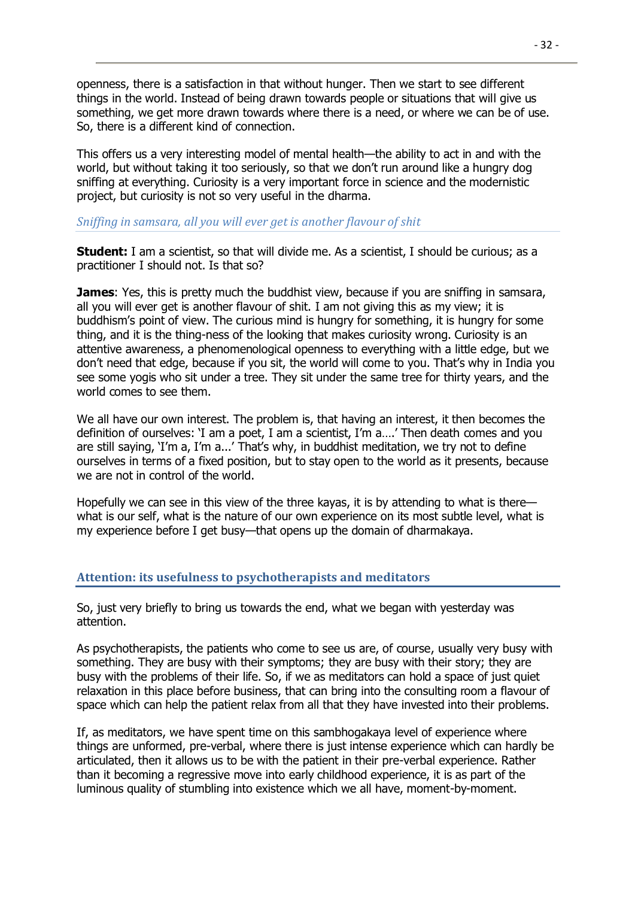openness, there is a satisfaction in that without hunger. Then we start to see different things in the world. Instead of being drawn towards people or situations that will give us something, we get more drawn towards where there is a need, or where we can be of use. So, there is a different kind of connection.

This offers us a very interesting model of mental health—the ability to act in and with the world, but without taking it too seriously, so that we don't run around like a hungry dog sniffing at everything. Curiosity is a very important force in science and the modernistic project, but curiosity is not so very useful in the dharma.

### *Sniffing in samsara, all you will ever get is another flavour of shit*

**Student:** I am a scientist, so that will divide me. As a scientist, I should be curious; as a practitioner I should not. Is that so?

**James**: Yes, this is pretty much the buddhist view, because if you are sniffing in samsara, all you will ever get is another flavour of shit. I am not giving this as my view; it is buddhism's point of view. The curious mind is hungry for something, it is hungry for some thing, and it is the thing-ness of the looking that makes curiosity wrong. Curiosity is an attentive awareness, a phenomenological openness to everything with a little edge, but we don't need that edge, because if you sit, the world will come to you. That's why in India you see some yogis who sit under a tree. They sit under the same tree for thirty years, and the world comes to see them.

We all have our own interest. The problem is, that having an interest, it then becomes the definition of ourselves: 'I am a poet, I am a scientist, I'm a….' Then death comes and you are still saying, 'I'm a, I'm a...' That's why, in buddhist meditation, we try not to define ourselves in terms of a fixed position, but to stay open to the world as it presents, because we are not in control of the world.

Hopefully we can see in this view of the three kayas, it is by attending to what is there—what is our self, what is the nature of our own experience on its most subtle level, what is my experience before I get busy—that opens up the domain of dharmakaya.

## Attention: its usefulness to psychotherapists and meditators

So, just very briefly to bring us towards the end, what we began with yesterday was attention.

As psychotherapists, the patients who come to see us are, of course, usually very busy with something. They are busy with their symptoms; they are busy with their story; they are busy with the problems of their life. So, if we as meditators can hold a space of just quiet relaxation in this place before business, that can bring into the consulting room a flavour of space which can help the patient relax from all that they have invested into their problems.

If, as meditators, we have spent time on this sambhogakaya level of experience where things are unformed, pre-verbal, where there is just intense experience which can hardly be articulated, then it allows us to be with the patient in their pre-verbal experience. Rather than it becoming a regressive move into early childhood experience, it is as part of the luminous quality of stumbling into existence which we all have, moment-by-moment.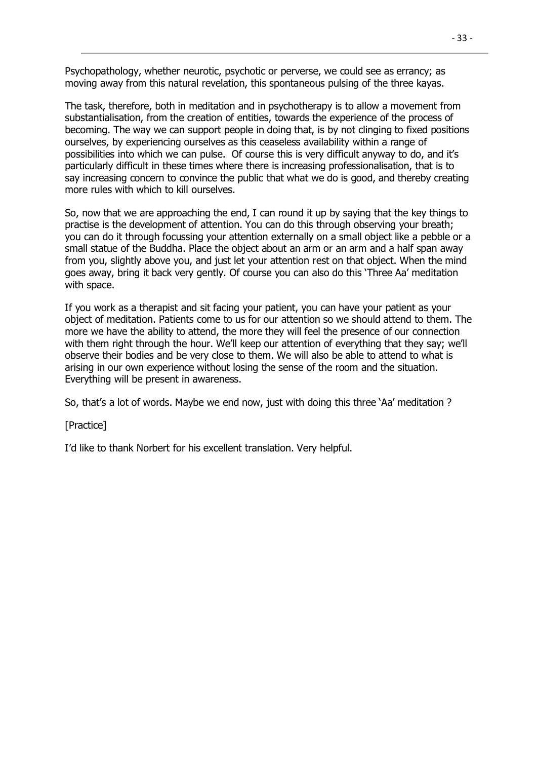Psychopathology, whether neurotic, psychotic or perverse, we could see as errancy; as moving away from this natural revelation, this spontaneous pulsing of the three kayas.

The task, therefore, both in meditation and in psychotherapy is to allow a movement from substantialisation, from the creation of entities, towards the experience of the process of becoming. The way we can support people in doing that, is by not clinging to fixed positions ourselves, by experiencing ourselves as this ceaseless availability within a range of possibilities into which we can pulse. Of course this is very difficult anyway to do, and it's particularly difficult in these times where there is increasing professionalisation, that is to say increasing concern to convince the public that what we do is good, and thereby creating more rules with which to kill ourselves.

So, now that we are approaching the end, I can round it up by saying that the key things to practise is the development of attention. You can do this through observing your breath; you can do it through focussing your attention externally on a small object like a pebble or a small statue of the Buddha. Place the object about an arm or an arm and a half span away from you, slightly above you, and just let your attention rest on that object. When the mind goes away, bring it back very gently. Of course you can also do this 'Three Aa' meditation with space.

If you work as a therapist and sit facing your patient, you can have your patient as your object of meditation. Patients come to us for our attention so we should attend to them. The more we have the ability to attend, the more they will feel the presence of our connection with them right through the hour. We'll keep our attention of everything that they say; we'll observe their bodies and be very close to them. We will also be able to attend to what is arising in our own experience without losing the sense of the room and the situation. Everything will be present in awareness.

So, that's a lot of words. Maybe we end now, just with doing this three 'Aa' meditation ?

[Practice]

I'd like to thank Norbert for his excellent translation. Very helpful.